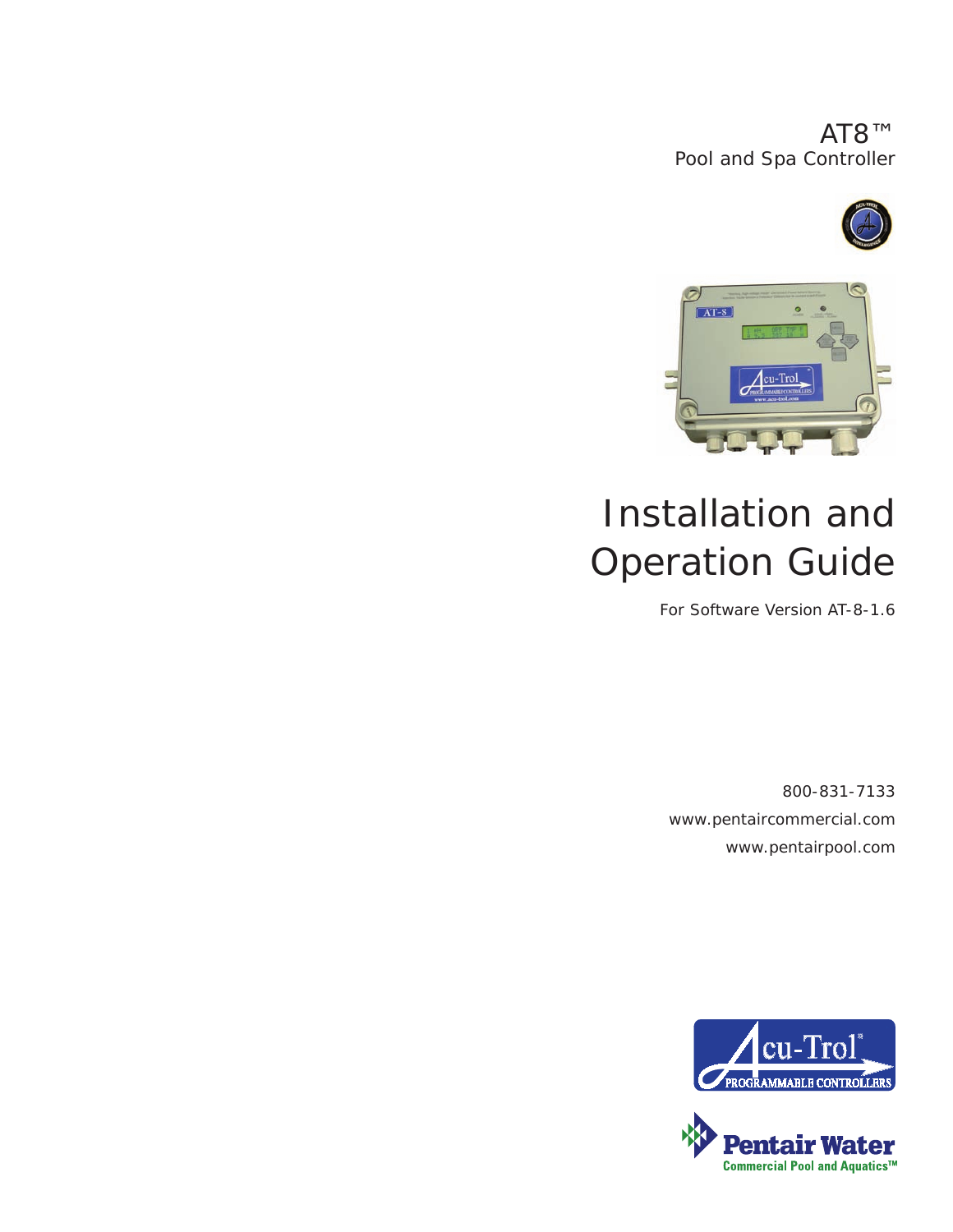# AT8™

## Pool and Spa Controller

# Installation and Operation Guide

For Software Version AT-8-1.6

800-831-7133

www.pentaircommercial.com

www.pentairpool.com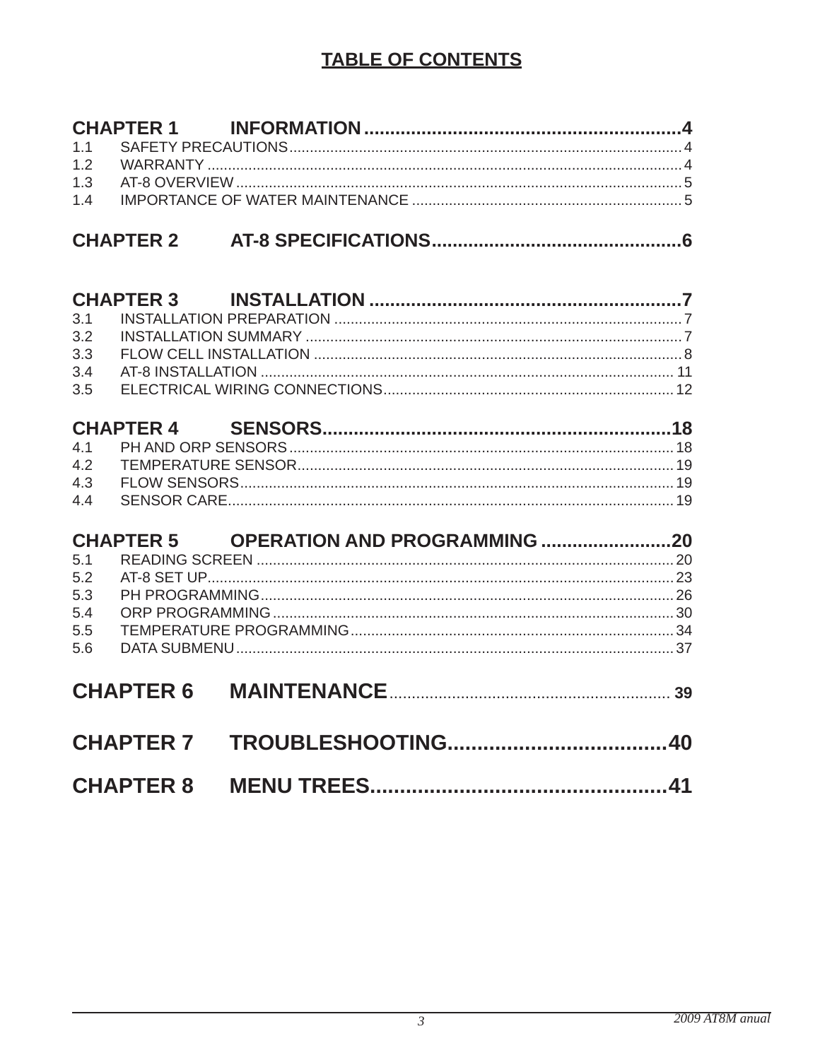# TABLE OF CONTENTS

**CHAPTER 1 INFORMATION ............................................................4**

1.1 SAFETY PRECAUTIONS ............................................................4
1.2 WARRANTY ............................................................4
1.3 AT-8 OVERVIEW ............................................................5
1.4 IMPORTANCE OF WATER MAINTENANCE ............................................................5

**CHAPTER 2 AT-8 SPECIFICATIONS ............................................................6**

**CHAPTER 3 INSTALLATION ............................................................7**

3.1 INSTALLATION PREPARATION ............................................................7
3.2 INSTALLATION SUMMARY ............................................................7
3.3 FLOW CELL INSTALLATION ............................................................8
3.4 AT-8 INSTALLATION ............................................................11
3.5 ELECTRICAL WIRING CONNECTIONS ............................................................12

**CHAPTER 4 SENSORS ............................................................18**

4.1 PH AND ORP SENSORS ............................................................18
4.2 TEMPERATURE SENSOR ............................................................19
4.3 FLOW SENSORS ............................................................19
4.4 SENSOR CARE ............................................................19

**CHAPTER 5 OPERATION AND PROGRAMMING ............................................................20**

5.1 READING SCREEN ............................................................20
5.2 AT-8 SET UP ............................................................23
5.3 PH PROGRAMMING ............................................................26
5.4 ORP PROGRAMMING ............................................................30
5.5 TEMPERATURE PROGRAMMING ............................................................34
5.6 DATA SUBMENU ............................................................37

**CHAPTER 6 MAINTENANCE ............................................................39**

**CHAPTER 7 TROUBLESHOOTING ............................................................40**

**CHAPTER 8 MENU TREES ............................................................41**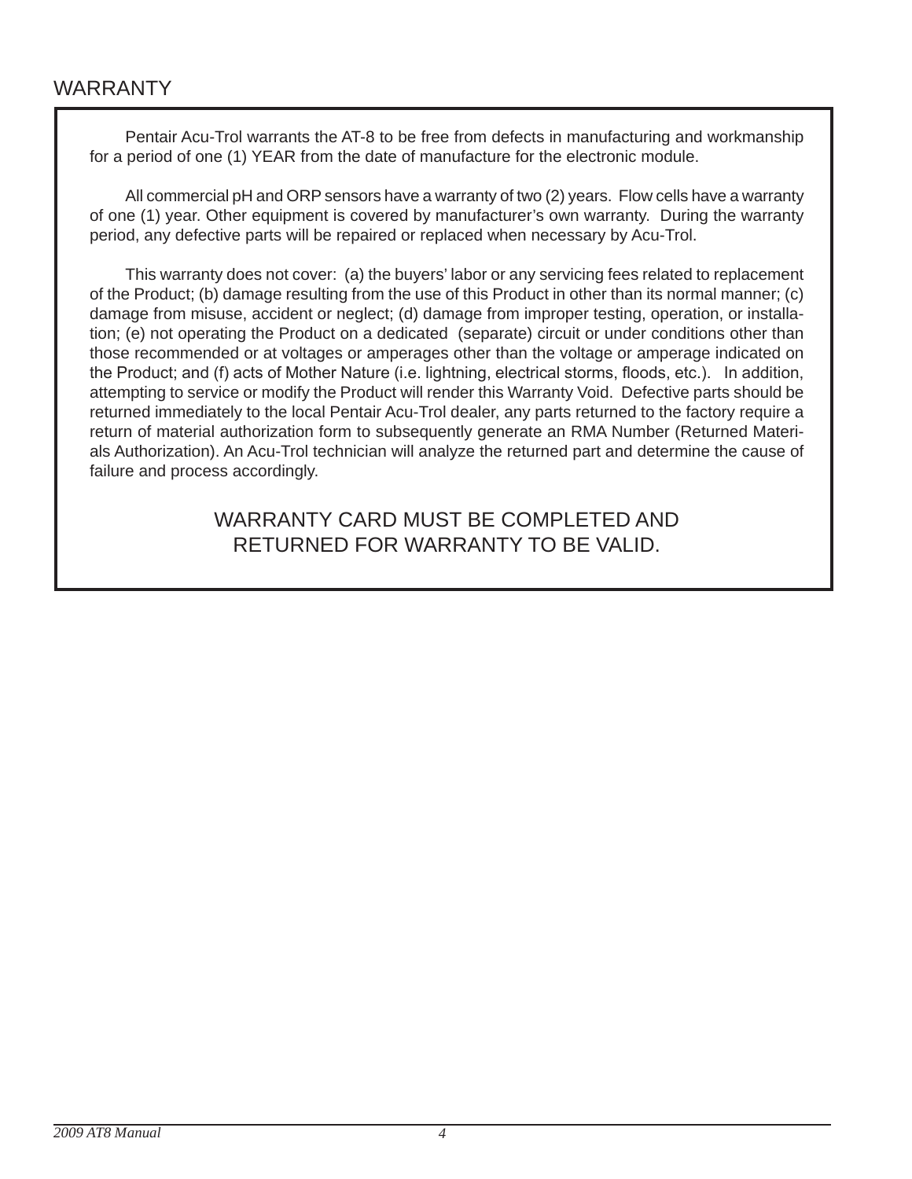# WARRANTY

Pentair Acu-Trol warrants the AT-8 to be free from defects in manufacturing and workmanship for a period of one (1) YEAR from the date of manufacture for the electronic module.

All commercial pH and ORP sensors have a warranty of two (2) years. Flow cells have a warranty of one (1) year. Other equipment is covered by manufacturer's own warranty. During the warranty period, any defective parts will be repaired or replaced when necessary by Acu-Trol.

This warranty does not cover: (a) the buyers' labor or any servicing fees related to replacement of the Product; (b) damage resulting from the use of this Product in other than its normal manner; (c) damage from misuse, accident or neglect; (d) damage from improper testing, operation, or installation; (e) not operating the Product on a dedicated (separate) circuit or under conditions other than those recommended or at voltages or amperages other than the voltage or amperage indicated on the Product; and (f) acts of Mother Nature (i.e. lightning, electrical storms, floods, etc.). In addition, attempting to service or modify the Product will render this Warranty Void. Defective parts should be returned immediately to the local Pentair Acu-Trol dealer, any parts returned to the factory require a return of material authorization form to subsequently generate an RMA Number (Returned Materials Authorization). An Acu-Trol technician will analyze the returned part and determine the cause of failure and process accordingly.

WARRANTY CARD MUST BE COMPLETED AND RETURNED FOR WARRANTY TO BE VALID.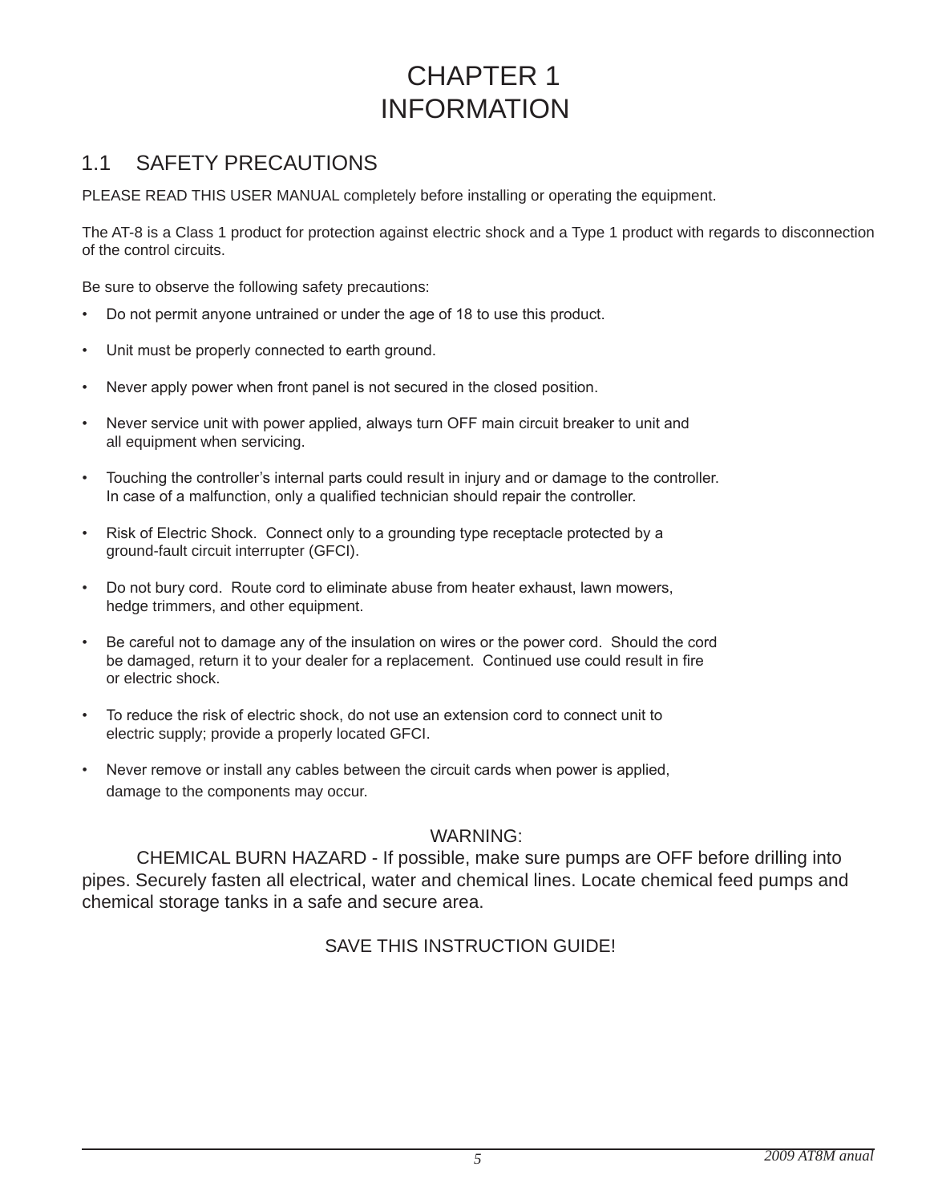# CHAPTER 1
# INFORMATION

## 1.1 SAFETY PRECAUTIONS

PLEASE READ THIS USER MANUAL completely before installing or operating the equipment.

The AT-8 is a Class 1 product for protection against electric shock and a Type 1 product with regards to disconnection of the control circuits.

Be sure to observe the following safety precautions:

- Do not permit anyone untrained or under the age of 18 to use this product.
- Unit must be properly connected to earth ground.
- Never apply power when front panel is not secured in the closed position.
- Never service unit with power applied, always turn OFF main circuit breaker to unit and all equipment when servicing.
- Touching the controller's internal parts could result in injury and or damage to the controller. In case of a malfunction, only a qualified technician should repair the controller.
- Risk of Electric Shock. Connect only to a grounding type receptacle protected by a ground-fault circuit interrupter (GFCI).
- Do not bury cord. Route cord to eliminate abuse from heater exhaust, lawn mowers, hedge trimmers, and other equipment.
- Be careful not to damage any of the insulation on wires or the power cord. Should the cord be damaged, return it to your dealer for a replacement. Continued use could result in fire or electric shock.
- To reduce the risk of electric shock, do not use an extension cord to connect unit to electric supply; provide a properly located GFCI.
- Never remove or install any cables between the circuit cards when power is applied, damage to the components may occur.

WARNING:

CHEMICAL BURN HAZARD - If possible, make sure pumps are OFF before drilling into pipes. Securely fasten all electrical, water and chemical lines. Locate chemical feed pumps and chemical storage tanks in a safe and secure area.

SAVE THIS INSTRUCTION GUIDE!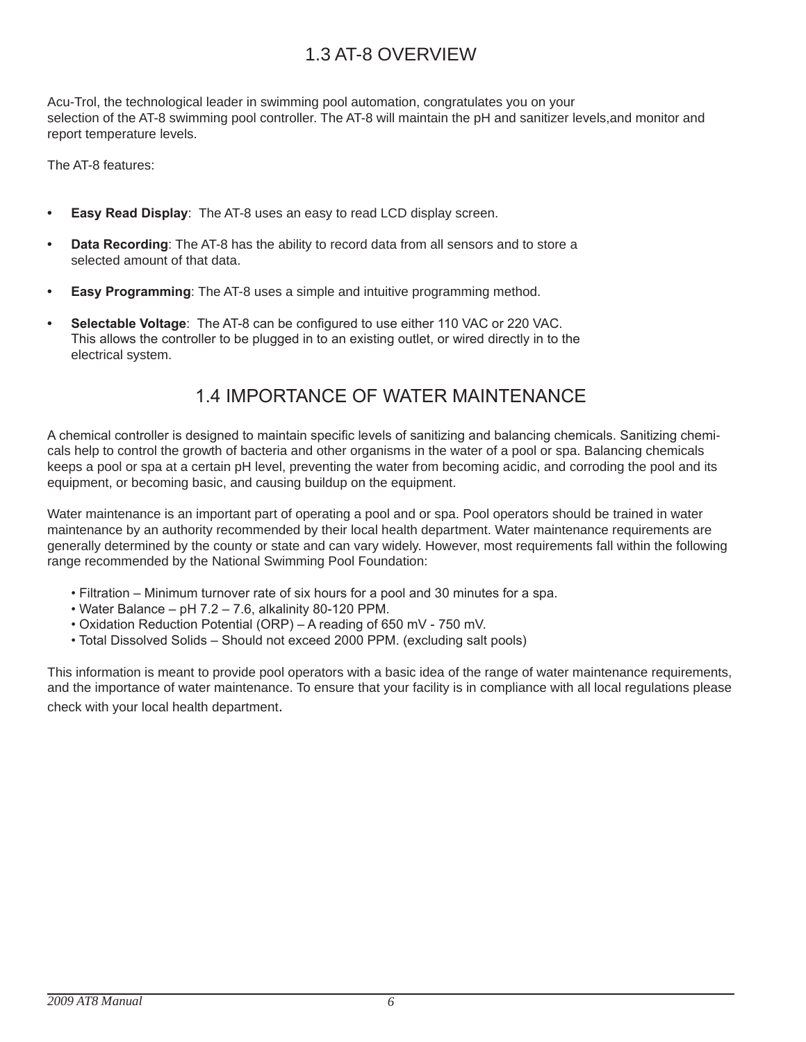## 1.3 AT-8 OVERVIEW

Acu-Trol, the technological leader in swimming pool automation, congratulates you on your selection of the AT-8 swimming pool controller. The AT-8 will maintain the pH and sanitizer levels,and monitor and report temperature levels.

The AT-8 features:

- **Easy Read Display**: The AT-8 uses an easy to read LCD display screen.
- **Data Recording**: The AT-8 has the ability to record data from all sensors and to store a selected amount of that data.
- **Easy Programming**: The AT-8 uses a simple and intuitive programming method.
- **Selectable Voltage**: The AT-8 can be configured to use either 110 VAC or 220 VAC. This allows the controller to be plugged in to an existing outlet, or wired directly in to the electrical system.

## 1.4 IMPORTANCE OF WATER MAINTENANCE

A chemical controller is designed to maintain specific levels of sanitizing and balancing chemicals. Sanitizing chemicals help to control the growth of bacteria and other organisms in the water of a pool or spa. Balancing chemicals keeps a pool or spa at a certain pH level, preventing the water from becoming acidic, and corroding the pool and its equipment, or becoming basic, and causing buildup on the equipment.

Water maintenance is an important part of operating a pool and or spa. Pool operators should be trained in water maintenance by an authority recommended by their local health department. Water maintenance requirements are generally determined by the county or state and can vary widely. However, most requirements fall within the following range recommended by the National Swimming Pool Foundation:

- Filtration – Minimum turnover rate of six hours for a pool and 30 minutes for a spa.
- Water Balance – pH 7.2 – 7.6, alkalinity 80-120 PPM.
- Oxidation Reduction Potential (ORP) – A reading of 650 mV - 750 mV.
- Total Dissolved Solids – Should not exceed 2000 PPM. (excluding salt pools)

This information is meant to provide pool operators with a basic idea of the range of water maintenance requirements, and the importance of water maintenance. To ensure that your facility is in compliance with all local regulations please check with your local health department.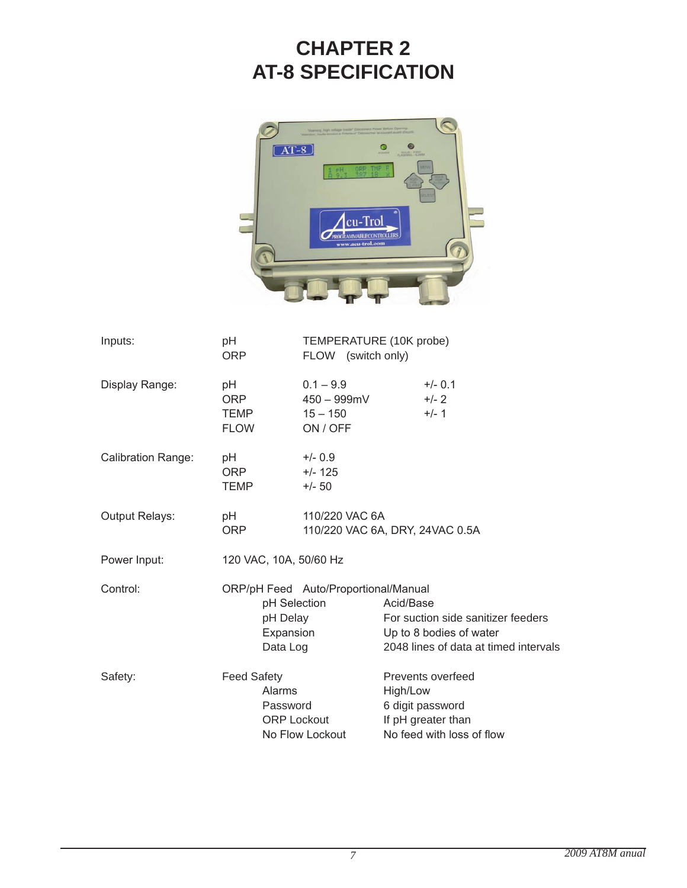# CHAPTER 2
# AT-8 SPECIFICATION

| | | | |
|---|---|---|---|
| Inputs: | pH | TEMPERATURE (10K probe) | |
| | ORP | FLOW (switch only) | |
| Display Range: | pH | 0.1 – 9.9 | +/- 0.1 |
| | ORP | 450 – 999mV | +/- 2 |
| | TEMP | 15 – 150 | +/- 1 |
| | FLOW | ON / OFF | |
| Calibration Range: | pH | +/- 0.9 | |
| | ORP | +/- 125 | |
| | TEMP | +/- 50 | |
| Output Relays: | pH | 110/220 VAC 6A | |
| | ORP | 110/220 VAC 6A, DRY, 24VAC 0.5A | |
| Power Input: | 120 VAC, 10A, 50/60 Hz | | |
| Control: | ORP/pH Feed | Auto/Proportional/Manual | |
| | pH Selection | | Acid/Base |
| | pH Delay | | For suction side sanitizer feeders |
| | Expansion | | Up to 8 bodies of water |
| | Data Log | | 2048 lines of data at timed intervals |
| Safety: | Feed Safety | | Prevents overfeed |
| | Alarms | | High/Low |
| | Password | | 6 digit password |
| | ORP Lockout | | If pH greater than |
| | No Flow Lockout | | No feed with loss of flow |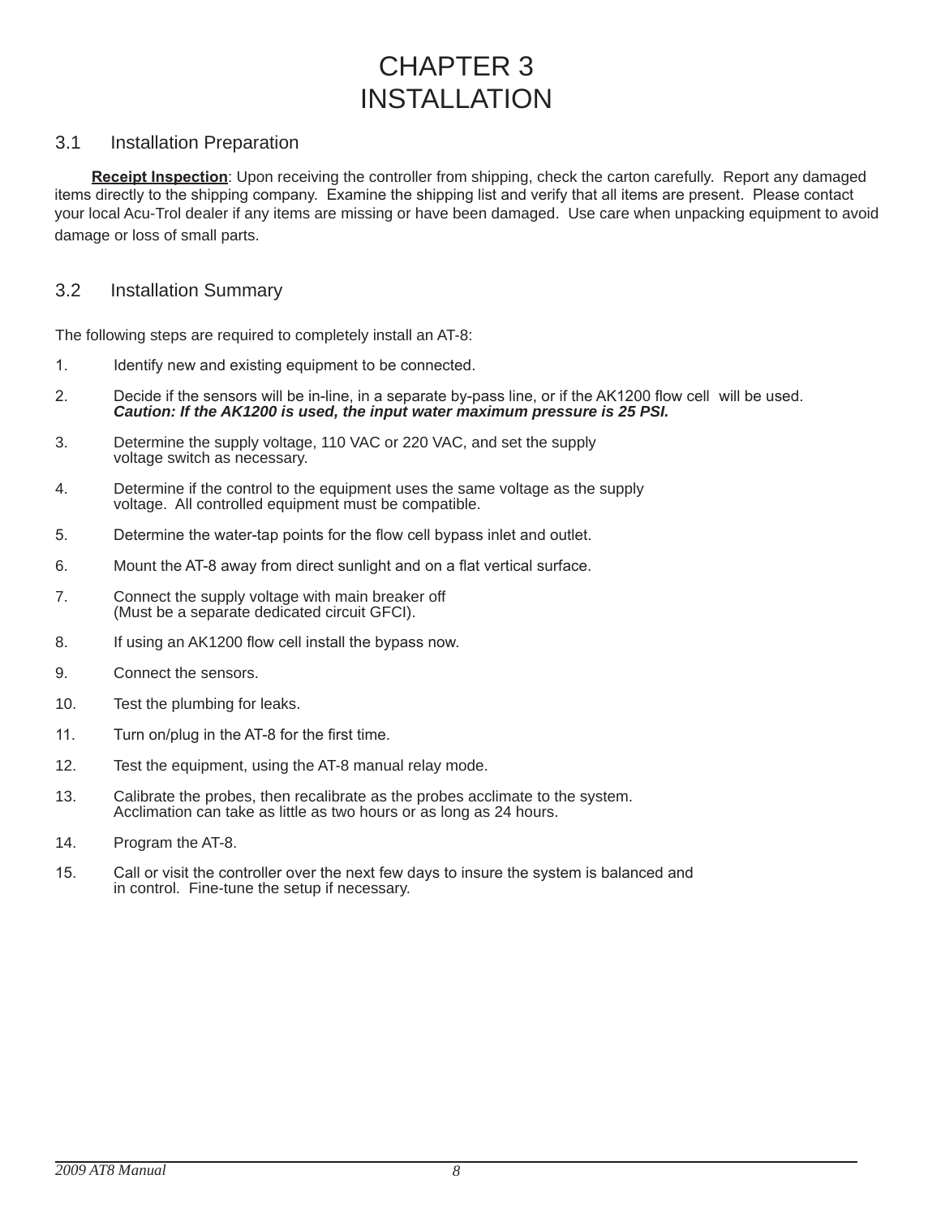# CHAPTER 3
# INSTALLATION

## 3.1 Installation Preparation

**Receipt Inspection**: Upon receiving the controller from shipping, check the carton carefully. Report any damaged items directly to the shipping company. Examine the shipping list and verify that all items are present. Please contact your local Acu-Trol dealer if any items are missing or have been damaged. Use care when unpacking equipment to avoid damage or loss of small parts.

## 3.2 Installation Summary

The following steps are required to completely install an AT-8:

1. Identify new and existing equipment to be connected.
2. Decide if the sensors will be in-line, in a separate by-pass line, or if the AK1200 flow cell will be used. ***Caution: If the AK1200 is used, the input water maximum pressure is 25 PSI.***
3. Determine the supply voltage, 110 VAC or 220 VAC, and set the supply voltage switch as necessary.
4. Determine if the control to the equipment uses the same voltage as the supply voltage. All controlled equipment must be compatible.
5. Determine the water-tap points for the flow cell bypass inlet and outlet.
6. Mount the AT-8 away from direct sunlight and on a flat vertical surface.
7. Connect the supply voltage with main breaker off (Must be a separate dedicated circuit GFCI).
8. If using an AK1200 flow cell install the bypass now.
9. Connect the sensors.
10. Test the plumbing for leaks.
11. Turn on/plug in the AT-8 for the first time.
12. Test the equipment, using the AT-8 manual relay mode.
13. Calibrate the probes, then recalibrate as the probes acclimate to the system. Acclimation can take as little as two hours or as long as 24 hours.
14. Program the AT-8.
15. Call or visit the controller over the next few days to insure the system is balanced and in control. Fine-tune the setup if necessary.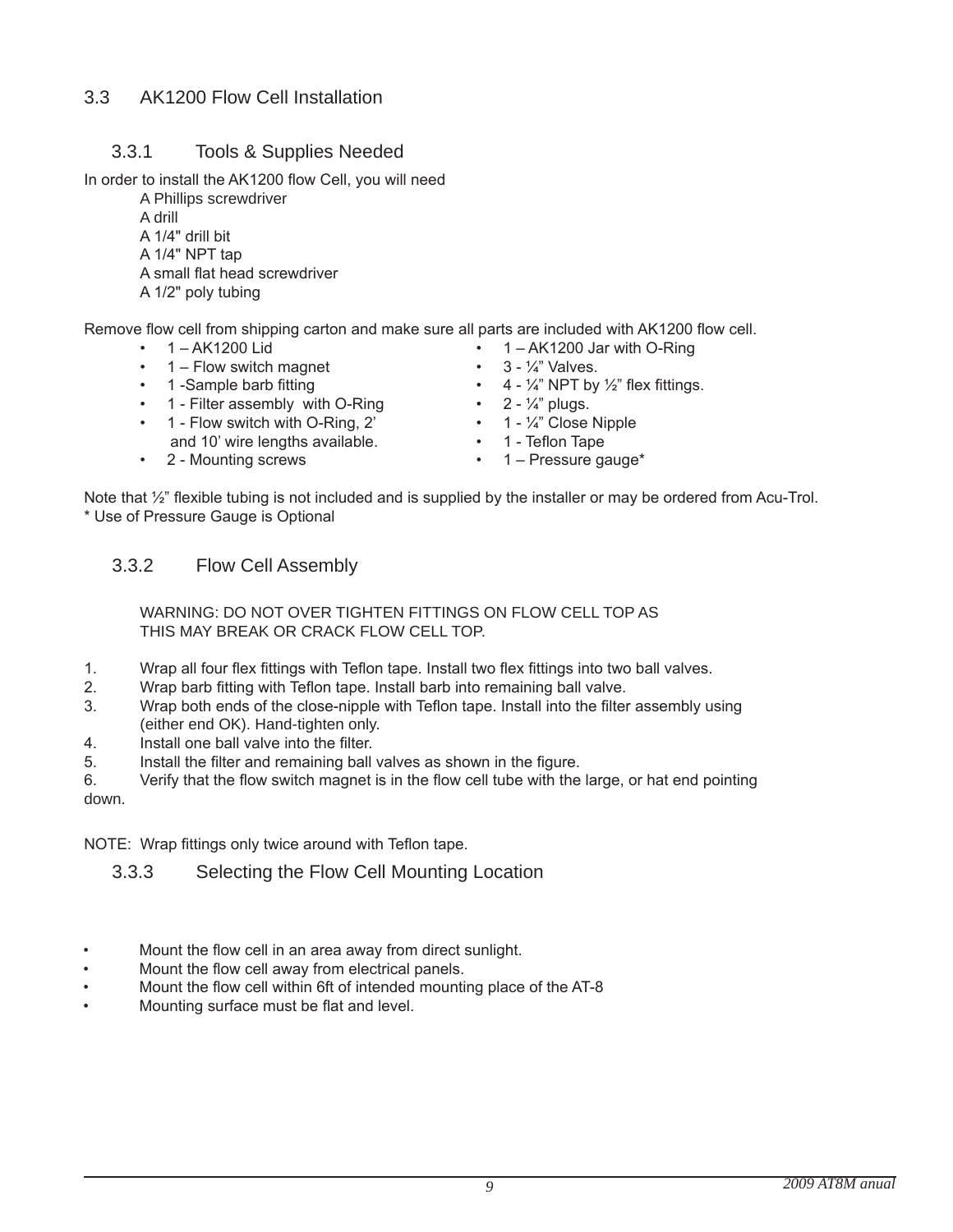## 3.3 AK1200 Flow Cell Installation

### 3.3.1 Tools & Supplies Needed

In order to install the AK1200 flow Cell, you will need

A Phillips screwdriver
A drill
A 1/4" drill bit
A 1/4" NPT tap
A small flat head screwdriver
A 1/2" poly tubing

Remove flow cell from shipping carton and make sure all parts are included with AK1200 flow cell.

- 1 – AK1200 Lid
- 1 – Flow switch magnet
- 1 -Sample barb fitting
- 1 - Filter assembly with O-Ring
- 1 - Flow switch with O-Ring, 2’ and 10’ wire lengths available.
- 2 - Mounting screws
- 1 – AK1200 Jar with O-Ring
- 3 - ¼” Valves.
- 4 - ¼” NPT by ½” flex fittings.
- 2 - ¼” plugs.
- 1 - ¼” Close Nipple
- 1 - Teflon Tape
- 1 – Pressure gauge*

Note that ½” flexible tubing is not included and is supplied by the installer or may be ordered from Acu-Trol.
* Use of Pressure Gauge is Optional

### 3.3.2 Flow Cell Assembly

WARNING: DO NOT OVER TIGHTEN FITTINGS ON FLOW CELL TOP AS THIS MAY BREAK OR CRACK FLOW CELL TOP.

1. Wrap all four flex fittings with Teflon tape. Install two flex fittings into two ball valves.
2. Wrap barb fitting with Teflon tape. Install barb into remaining ball valve.
3. Wrap both ends of the close-nipple with Teflon tape. Install into the filter assembly using (either end OK). Hand-tighten only.
4. Install one ball valve into the filter.
5. Install the filter and remaining ball valves as shown in the figure.
6. Verify that the flow switch magnet is in the flow cell tube with the large, or hat end pointing down.

NOTE: Wrap fittings only twice around with Teflon tape.

### 3.3.3 Selecting the Flow Cell Mounting Location

- Mount the flow cell in an area away from direct sunlight.
- Mount the flow cell away from electrical panels.
- Mount the flow cell within 6ft of intended mounting place of the AT-8
- Mounting surface must be flat and level.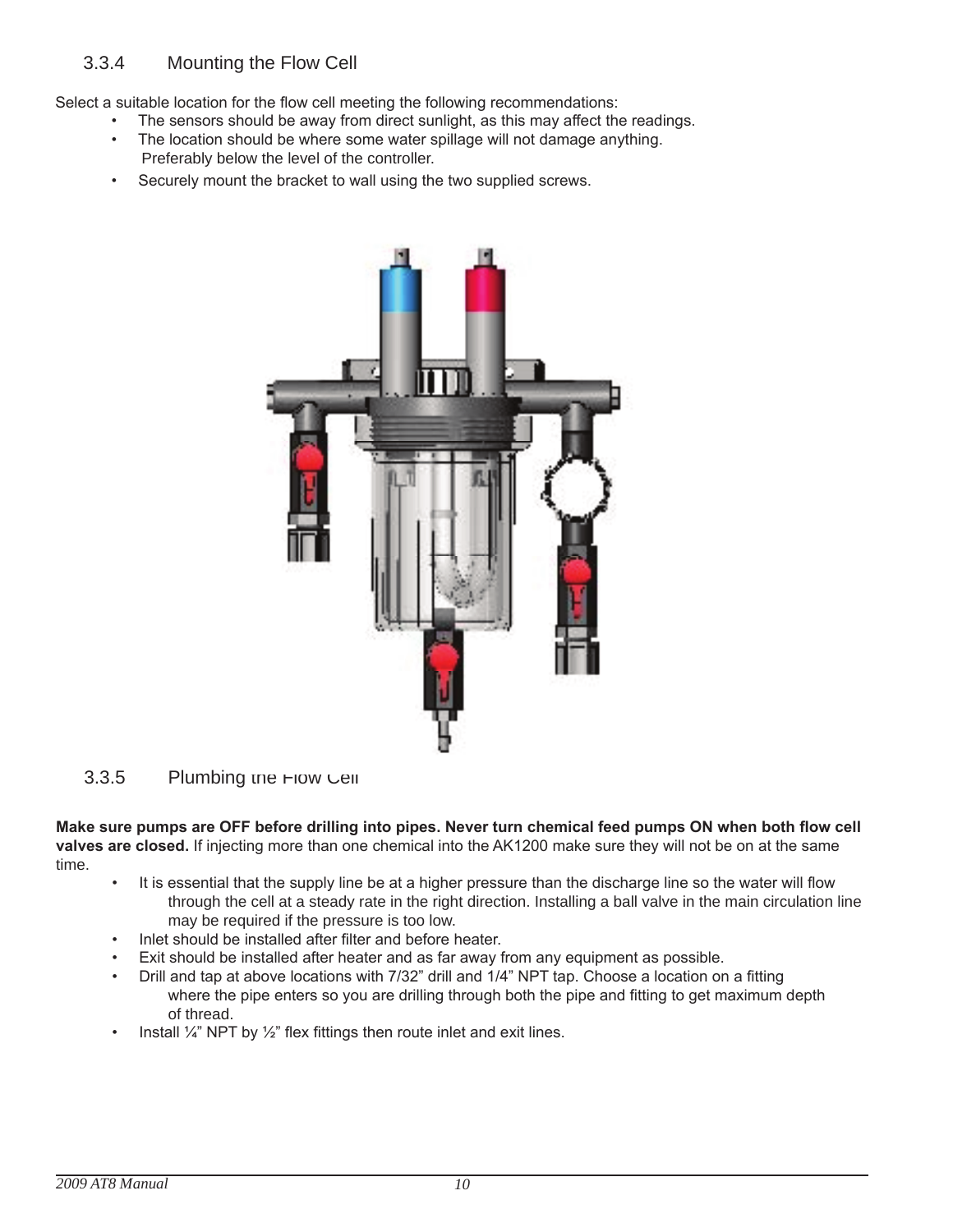### 3.3.4 Mounting the Flow Cell

Select a suitable location for the flow cell meeting the following recommendations:

- The sensors should be away from direct sunlight, as this may affect the readings.
- The location should be where some water spillage will not damage anything. Preferably below the level of the controller.
- Securely mount the bracket to wall using the two supplied screws.

### 3.3.5 Plumbing the Flow Cell

**Make sure pumps are OFF before drilling into pipes. Never turn chemical feed pumps ON when both flow cell valves are closed.** If injecting more than one chemical into the AK1200 make sure they will not be on at the same time.

- It is essential that the supply line be at a higher pressure than the discharge line so the water will flow through the cell at a steady rate in the right direction. Installing a ball valve in the main circulation line may be required if the pressure is too low.
- Inlet should be installed after filter and before heater.
- Exit should be installed after heater and as far away from any equipment as possible.
- Drill and tap at above locations with 7/32” drill and 1/4” NPT tap. Choose a location on a fitting where the pipe enters so you are drilling through both the pipe and fitting to get maximum depth of thread.
- Install ¼” NPT by ½” flex fittings then route inlet and exit lines.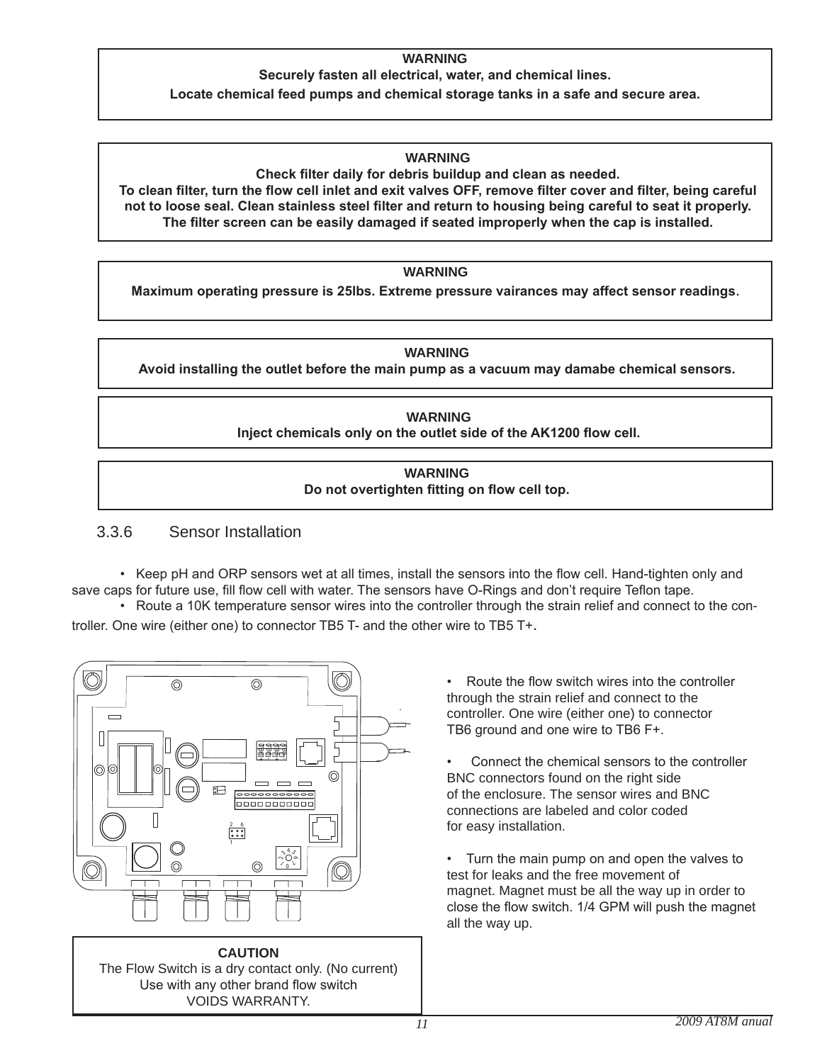**WARNING**

**Securely fasten all electrical, water, and chemical lines.**

**Locate chemical feed pumps and chemical storage tanks in a safe and secure area.**

**WARNING**

**Check filter daily for debris buildup and clean as needed.**
**To clean filter, turn the flow cell inlet and exit valves OFF, remove filter cover and filter, being careful not to loose seal. Clean stainless steel filter and return to housing being careful to seat it properly. The filter screen can be easily damaged if seated improperly when the cap is installed.**

**WARNING**

**Maximum operating pressure is 25lbs. Extreme pressure vairances may affect sensor readings.**

**WARNING**

**Avoid installing the outlet before the main pump as a vacuum may damabe chemical sensors.**

**WARNING**

**Inject chemicals only on the outlet side of the AK1200 flow cell.**

**WARNING**

**Do not overtighten fitting on flow cell top.**

### 3.3.6 Sensor Installation

- Keep pH and ORP sensors wet at all times, install the sensors into the flow cell. Hand-tighten only and save caps for future use, fill flow cell with water. The sensors have O-Rings and don't require Teflon tape.
- Route a 10K temperature sensor wires into the controller through the strain relief and connect to the controller. One wire (either one) to connector TB5 T- and the other wire to TB5 T+.

- Route the flow switch wires into the controller through the strain relief and connect to the controller. One wire (either one) to connector TB6 ground and one wire to TB6 F+.
- Connect the chemical sensors to the controller BNC connectors found on the right side of the enclosure. The sensor wires and BNC connections are labeled and color coded for easy installation.
- Turn the main pump on and open the valves to test for leaks and the free movement of magnet. Magnet must be all the way up in order to close the flow switch. 1/4 GPM will push the magnet all the way up.

**CAUTION**

The Flow Switch is a dry contact only. (No current)
Use with any other brand flow switch
VOIDS WARRANTY.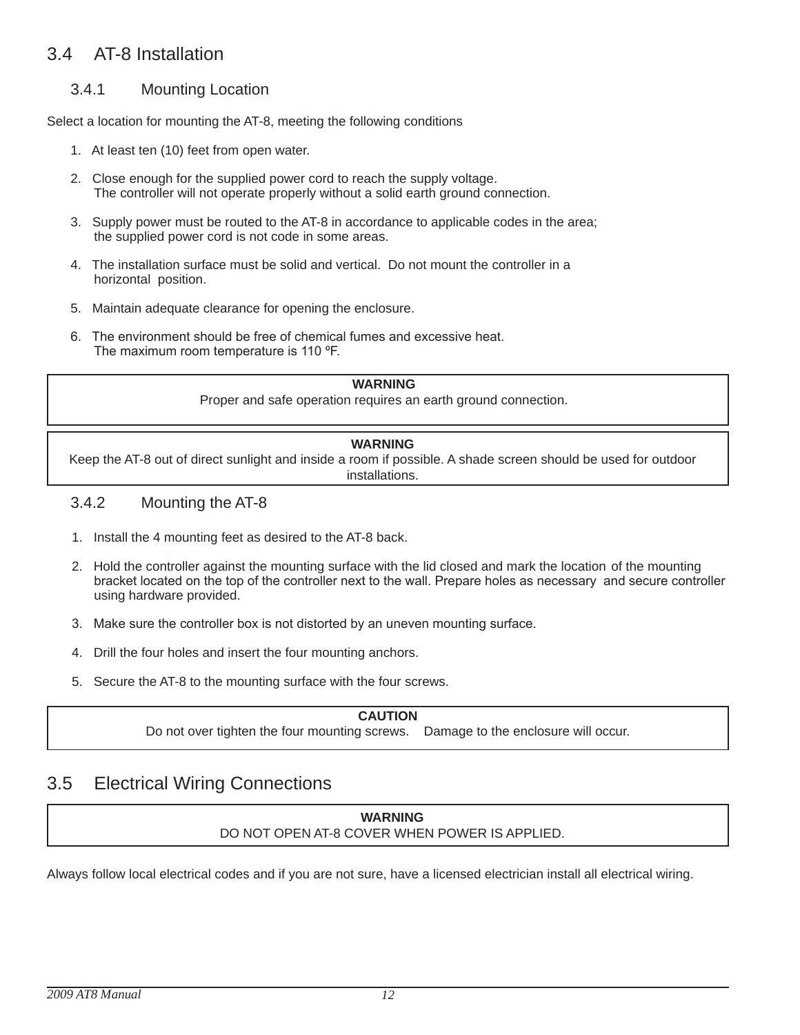## 3.4 AT-8 Installation

### 3.4.1 Mounting Location

Select a location for mounting the AT-8, meeting the following conditions

1. At least ten (10) feet from open water.
2. Close enough for the supplied power cord to reach the supply voltage. The controller will not operate properly without a solid earth ground connection.
3. Supply power must be routed to the AT-8 in accordance to applicable codes in the area; the supplied power cord is not code in some areas.
4. The installation surface must be solid and vertical. Do not mount the controller in a horizontal position.
5. Maintain adequate clearance for opening the enclosure.
6. The environment should be free of chemical fumes and excessive heat. The maximum room temperature is 110 ºF.

> **WARNING**
> Proper and safe operation requires an earth ground connection.

> **WARNING**
> Keep the AT-8 out of direct sunlight and inside a room if possible. A shade screen should be used for outdoor installations.

### 3.4.2 Mounting the AT-8

1. Install the 4 mounting feet as desired to the AT-8 back.
2. Hold the controller against the mounting surface with the lid closed and mark the location of the mounting bracket located on the top of the controller next to the wall. Prepare holes as necessary and secure controller using hardware provided.
3. Make sure the controller box is not distorted by an uneven mounting surface.
4. Drill the four holes and insert the four mounting anchors.
5. Secure the AT-8 to the mounting surface with the four screws.

> **CAUTION**
> Do not over tighten the four mounting screws. Damage to the enclosure will occur.

## 3.5 Electrical Wiring Connections

> **WARNING**
> DO NOT OPEN AT-8 COVER WHEN POWER IS APPLIED.

Always follow local electrical codes and if you are not sure, have a licensed electrician install all electrical wiring.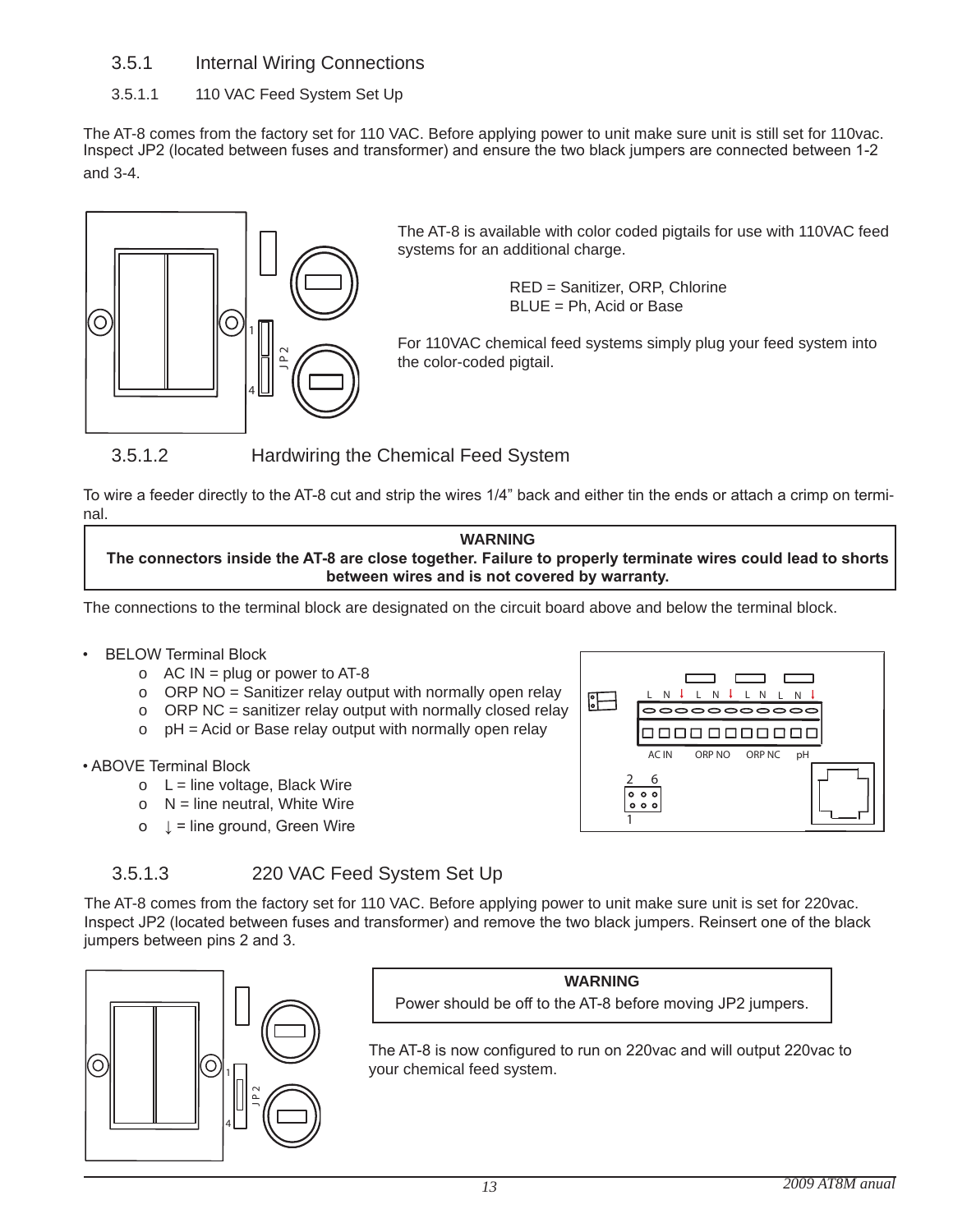### 3.5.1 Internal Wiring Connections

#### 3.5.1.1 110 VAC Feed System Set Up

The AT-8 comes from the factory set for 110 VAC. Before applying power to unit make sure unit is still set for 110vac. Inspect JP2 (located between fuses and transformer) and ensure the two black jumpers are connected between 1-2 and 3-4.

The AT-8 is available with color coded pigtails for use with 110VAC feed systems for an additional charge.

RED = Sanitizer, ORP, Chlorine
BLUE = Ph, Acid or Base

For 110VAC chemical feed systems simply plug your feed system into the color-coded pigtail.

#### 3.5.1.2 Hardwiring the Chemical Feed System

To wire a feeder directly to the AT-8 cut and strip the wires 1/4" back and either tin the ends or attach a crimp on terminal.

> **WARNING**
> **The connectors inside the AT-8 are close together. Failure to properly terminate wires could lead to shorts between wires and is not covered by warranty.**

The connections to the terminal block are designated on the circuit board above and below the terminal block.

- BELOW Terminal Block
  - AC IN = plug or power to AT-8
  - ORP NO = Sanitizer relay output with normally open relay
  - ORP NC = sanitizer relay output with normally closed relay
  - pH = Acid or Base relay output with normally open relay
- ABOVE Terminal Block
  - L = line voltage, Black Wire
  - N = line neutral, White Wire
  - ↓ = line ground, Green Wire

#### 3.5.1.3 220 VAC Feed System Set Up

The AT-8 comes from the factory set for 110 VAC. Before applying power to unit make sure unit is set for 220vac. Inspect JP2 (located between fuses and transformer) and remove the two black jumpers. Reinsert one of the black jumpers between pins 2 and 3.

> **WARNING**
> Power should be off to the AT-8 before moving JP2 jumpers.

The AT-8 is now configured to run on 220vac and will output 220vac to your chemical feed system.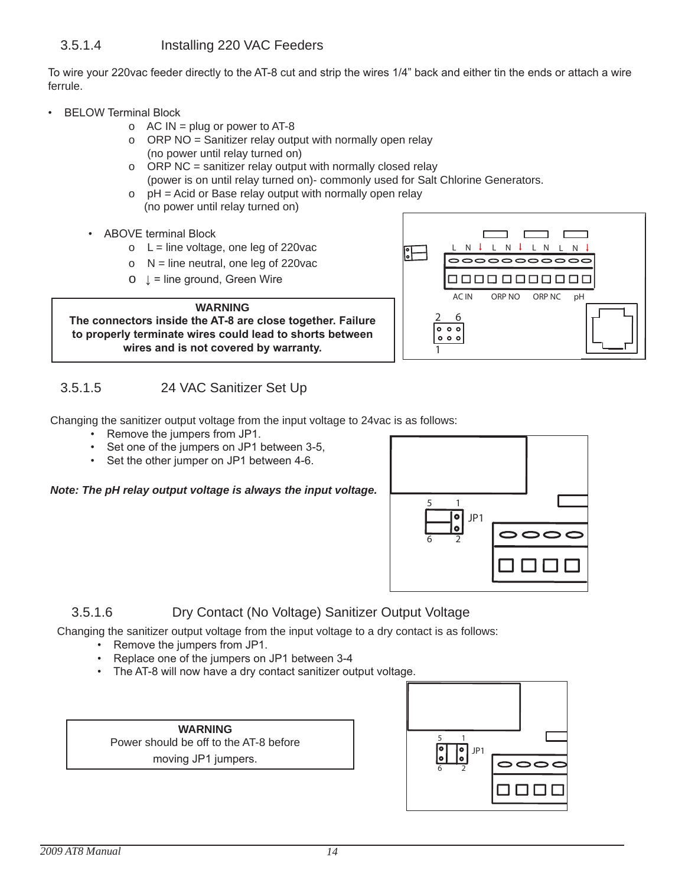### 3.5.1.4 Installing 220 VAC Feeders

To wire your 220vac feeder directly to the AT-8 cut and strip the wires 1/4" back and either tin the ends or attach a wire ferrule.

- BELOW Terminal Block
  - AC IN = plug or power to AT-8
  - ORP NO = Sanitizer relay output with normally open relay (no power until relay turned on)
  - ORP NC = sanitizer relay output with normally closed relay (power is on until relay turned on)- commonly used for Salt Chlorine Generators.
  - pH = Acid or Base relay output with normally open relay (no power until relay turned on)

- ABOVE terminal Block
  - L = line voltage, one leg of 220vac
  - N = line neutral, one leg of 220vac
  - ↓ = line ground, Green Wire

**WARNING**
**The connectors inside the AT-8 are close together. Failure to properly terminate wires could lead to shorts between wires and is not covered by warranty.**

L N ↓ L N ↓ L N L N ↓

AC IN ORP NO ORP NC pH

2 6

1

### 3.5.1.5 24 VAC Sanitizer Set Up

Changing the sanitizer output voltage from the input voltage to 24vac is as follows:

- Remove the jumpers from JP1.
- Set one of the jumpers on JP1 between 3-5,
- Set the other jumper on JP1 between 4-6.

***Note: The pH relay output voltage is always the input voltage.***

5 1 JP1 6 2

### 3.5.1.6 Dry Contact (No Voltage) Sanitizer Output Voltage

Changing the sanitizer output voltage from the input voltage to a dry contact is as follows:

- Remove the jumpers from JP1.
- Replace one of the jumpers on JP1 between 3-4
- The AT-8 will now have a dry contact sanitizer output voltage.

**WARNING**
Power should be off to the AT-8 before moving JP1 jumpers.

5 1 JP1 6 2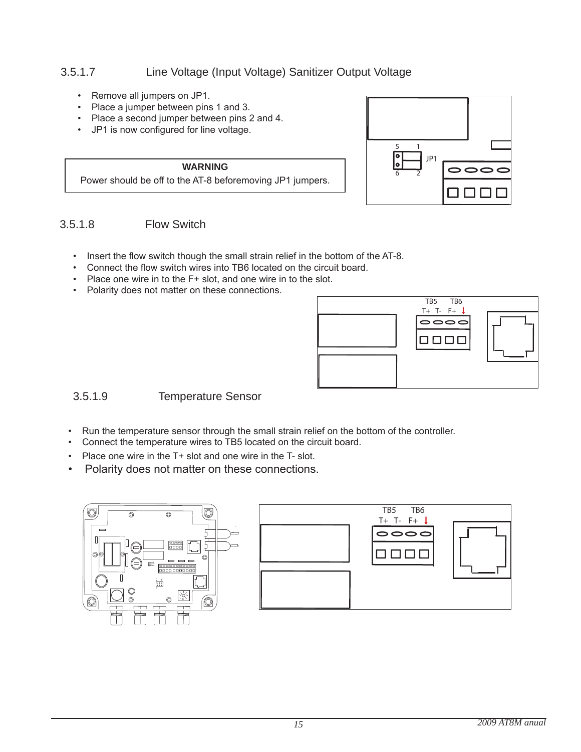### 3.5.1.7 Line Voltage (Input Voltage) Sanitizer Output Voltage

- Remove all jumpers on JP1.
- Place a jumper between pins 1 and 3.
- Place a second jumper between pins 2 and 4.
- JP1 is now configured for line voltage.

| WARNING |
|---|
| Power should be off to the AT-8 beforemoving JP1 jumpers. |

5 1
JP1
6 2

### 3.5.1.8 Flow Switch

- Insert the flow switch though the small strain relief in the bottom of the AT-8.
- Connect the flow switch wires into TB6 located on the circuit board.
- Place one wire in to the F+ slot, and one wire in to the slot.
- Polarity does not matter on these connections.

TB5 TB6
T+ T- F+

### 3.5.1.9 Temperature Sensor

- Run the temperature sensor through the small strain relief on the bottom of the controller.
- Connect the temperature wires to TB5 located on the circuit board.
- Place one wire in the T+ slot and one wire in the T- slot.
- Polarity does not matter on these connections.

TB5 TB6
T+ T- F+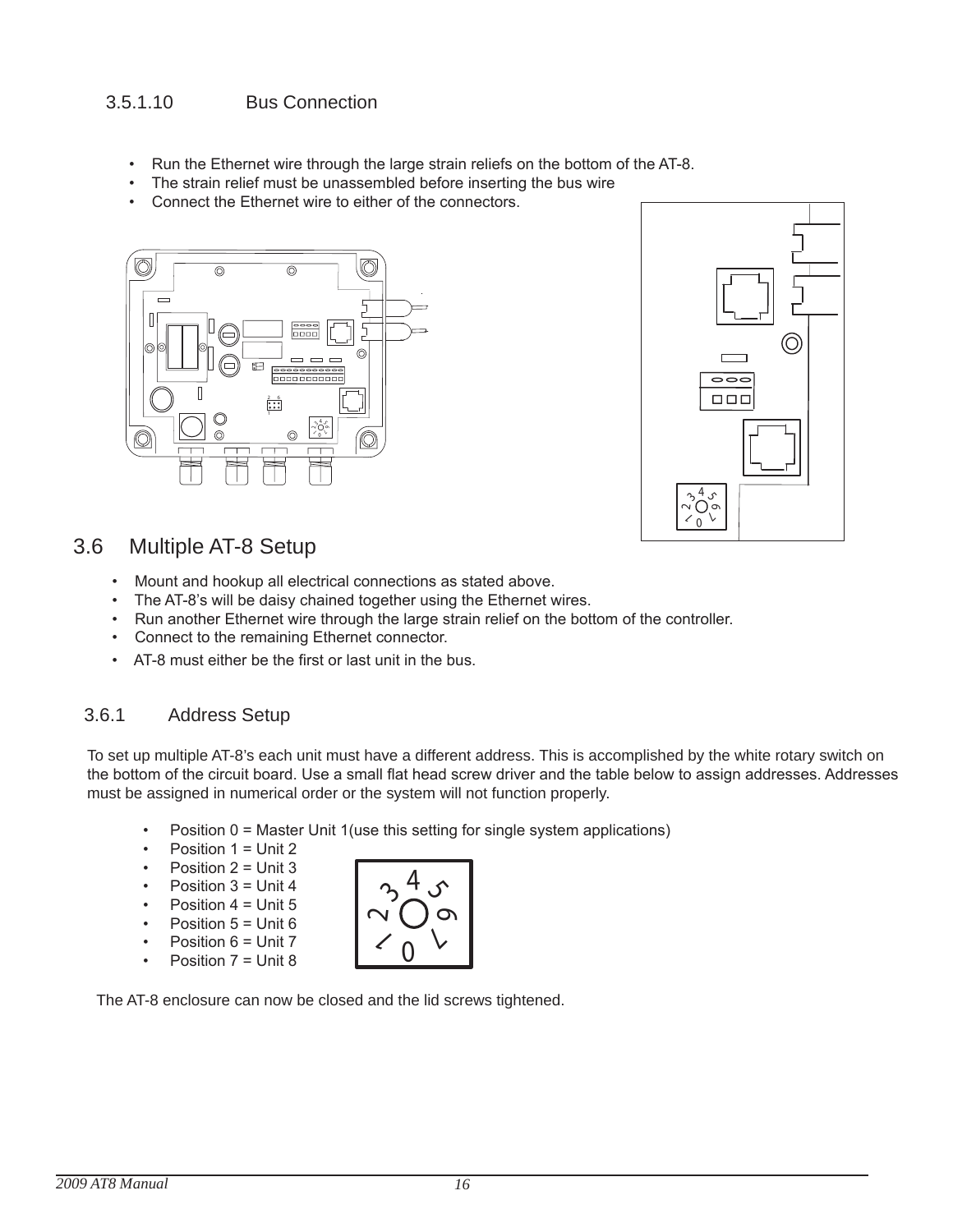### 3.5.1.10 Bus Connection

- Run the Ethernet wire through the large strain reliefs on the bottom of the AT-8.
- The strain relief must be unassembled before inserting the bus wire
- Connect the Ethernet wire to either of the connectors.

## 3.6 Multiple AT-8 Setup

- Mount and hookup all electrical connections as stated above.
- The AT-8's will be daisy chained together using the Ethernet wires.
- Run another Ethernet wire through the large strain relief on the bottom of the controller.
- Connect to the remaining Ethernet connector.
- AT-8 must either be the first or last unit in the bus.

### 3.6.1 Address Setup

To set up multiple AT-8's each unit must have a different address. This is accomplished by the white rotary switch on the bottom of the circuit board. Use a small flat head screw driver and the table below to assign addresses. Addresses must be assigned in numerical order or the system will not function properly.

- Position 0 = Master Unit 1(use this setting for single system applications)
- Position 1 = Unit 2
- Position 2 = Unit 3
- Position 3 = Unit 4
- Position 4 = Unit 5
- Position 5 = Unit 6
- Position 6 = Unit 7
- Position 7 = Unit 8

The AT-8 enclosure can now be closed and the lid screws tightened.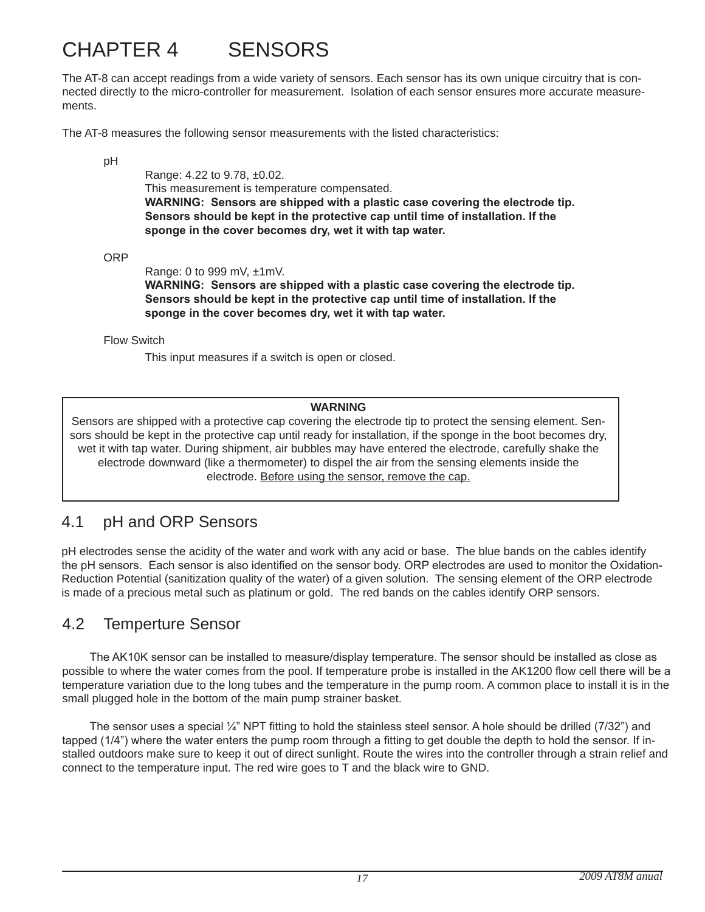# CHAPTER 4 SENSORS

The AT-8 can accept readings from a wide variety of sensors. Each sensor has its own unique circuitry that is connected directly to the micro-controller for measurement. Isolation of each sensor ensures more accurate measurements.

The AT-8 measures the following sensor measurements with the listed characteristics:

pH

Range: 4.22 to 9.78, ±0.02.
This measurement is temperature compensated.
**WARNING: Sensors are shipped with a plastic case covering the electrode tip. Sensors should be kept in the protective cap until time of installation. If the sponge in the cover becomes dry, wet it with tap water.**

ORP

Range: 0 to 999 mV, ±1mV.
**WARNING: Sensors are shipped with a plastic case covering the electrode tip. Sensors should be kept in the protective cap until time of installation. If the sponge in the cover becomes dry, wet it with tap water.**

Flow Switch

This input measures if a switch is open or closed.

> **WARNING**
>
> Sensors are shipped with a protective cap covering the electrode tip to protect the sensing element. Sensors should be kept in the protective cap until ready for installation, if the sponge in the boot becomes dry, wet it with tap water. During shipment, air bubbles may have entered the electrode, carefully shake the electrode downward (like a thermometer) to dispel the air from the sensing elements inside the electrode. <u>Before using the sensor, remove the cap.</u>

## 4.1 pH and ORP Sensors

pH electrodes sense the acidity of the water and work with any acid or base. The blue bands on the cables identify the pH sensors. Each sensor is also identified on the sensor body. ORP electrodes are used to monitor the Oxidation-Reduction Potential (sanitization quality of the water) of a given solution. The sensing element of the ORP electrode is made of a precious metal such as platinum or gold. The red bands on the cables identify ORP sensors.

## 4.2 Temperture Sensor

The AK10K sensor can be installed to measure/display temperature. The sensor should be installed as close as possible to where the water comes from the pool. If temperature probe is installed in the AK1200 flow cell there will be a temperature variation due to the long tubes and the temperature in the pump room. A common place to install it is in the small plugged hole in the bottom of the main pump strainer basket.

The sensor uses a special ¼” NPT fitting to hold the stainless steel sensor. A hole should be drilled (7/32”) and tapped (1/4”) where the water enters the pump room through a fitting to get double the depth to hold the sensor. If installed outdoors make sure to keep it out of direct sunlight. Route the wires into the controller through a strain relief and connect to the temperature input. The red wire goes to T and the black wire to GND.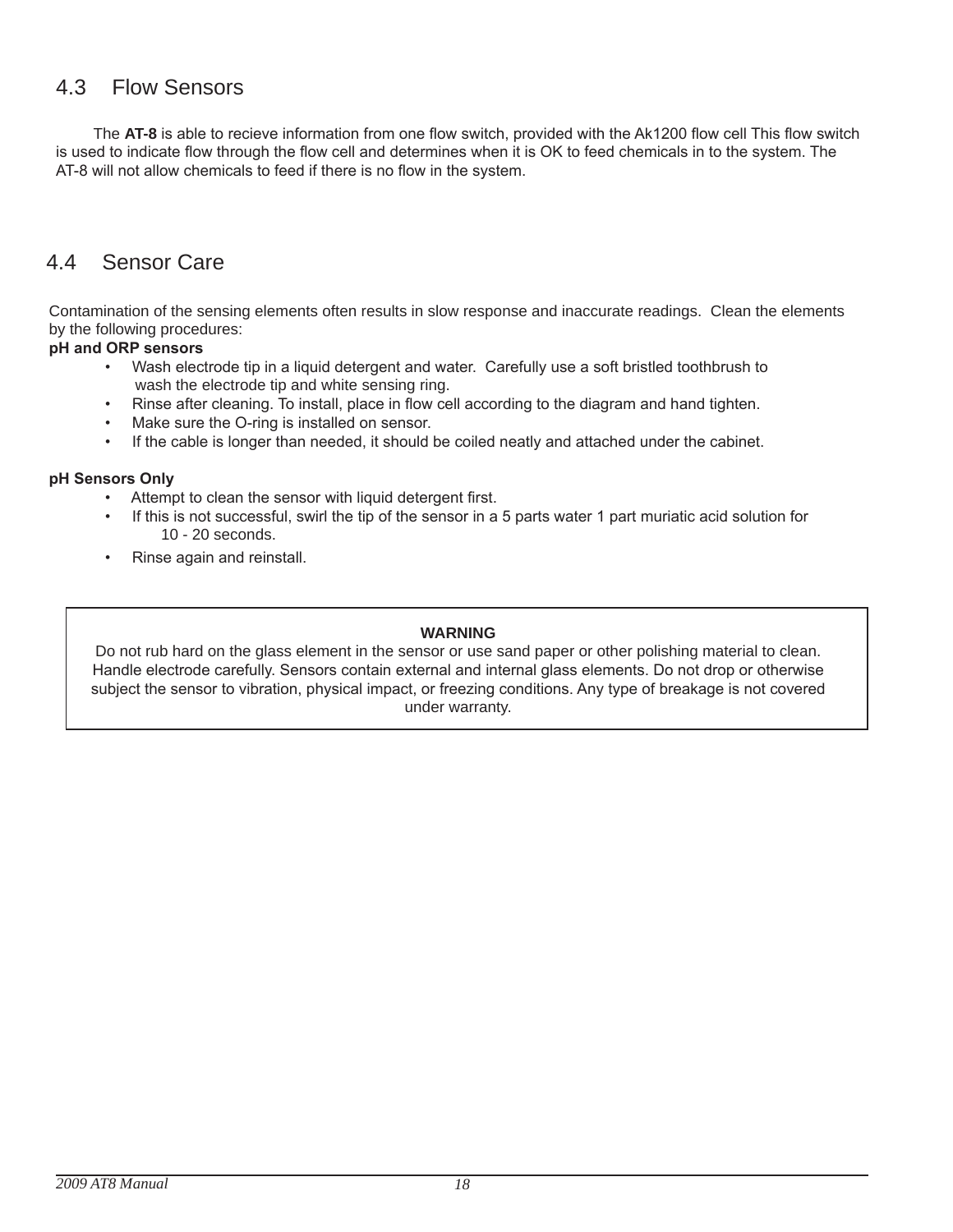## 4.3 Flow Sensors

The **AT-8** is able to recieve information from one flow switch, provided with the Ak1200 flow cell This flow switch is used to indicate flow through the flow cell and determines when it is OK to feed chemicals in to the system. The AT-8 will not allow chemicals to feed if there is no flow in the system.

## 4.4 Sensor Care

Contamination of the sensing elements often results in slow response and inaccurate readings. Clean the elements by the following procedures:

**pH and ORP sensors**

- Wash electrode tip in a liquid detergent and water. Carefully use a soft bristled toothbrush to wash the electrode tip and white sensing ring.
- Rinse after cleaning. To install, place in flow cell according to the diagram and hand tighten.
- Make sure the O-ring is installed on sensor.
- If the cable is longer than needed, it should be coiled neatly and attached under the cabinet.

**pH Sensors Only**

- Attempt to clean the sensor with liquid detergent first.
- If this is not successful, swirl the tip of the sensor in a 5 parts water 1 part muriatic acid solution for 10 - 20 seconds.
- Rinse again and reinstall.

> **WARNING**
>
> Do not rub hard on the glass element in the sensor or use sand paper or other polishing material to clean. Handle electrode carefully. Sensors contain external and internal glass elements. Do not drop or otherwise subject the sensor to vibration, physical impact, or freezing conditions. Any type of breakage is not covered under warranty.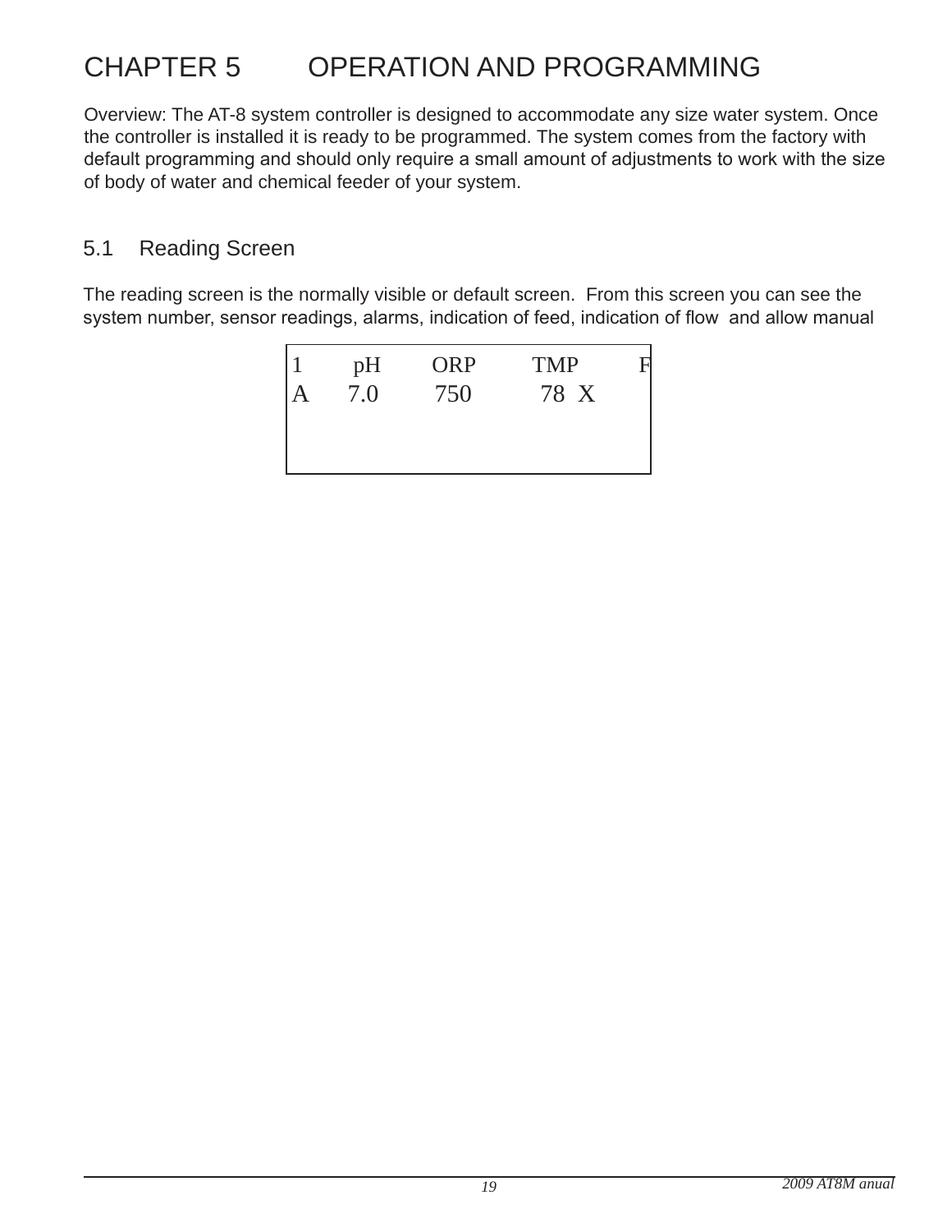# CHAPTER 5 OPERATION AND PROGRAMMING

Overview: The AT-8 system controller is designed to accommodate any size water system. Once the controller is installed it is ready to be programmed. The system comes from the factory with default programming and should only require a small amount of adjustments to work with the size of body of water and chemical feeder of your system.

## 5.1 Reading Screen

The reading screen is the normally visible or default screen. From this screen you can see the system number, sensor readings, alarms, indication of feed, indication of flow and allow manual

```
1     pH     ORP     TMP     F
A    7.0     750      78  X
```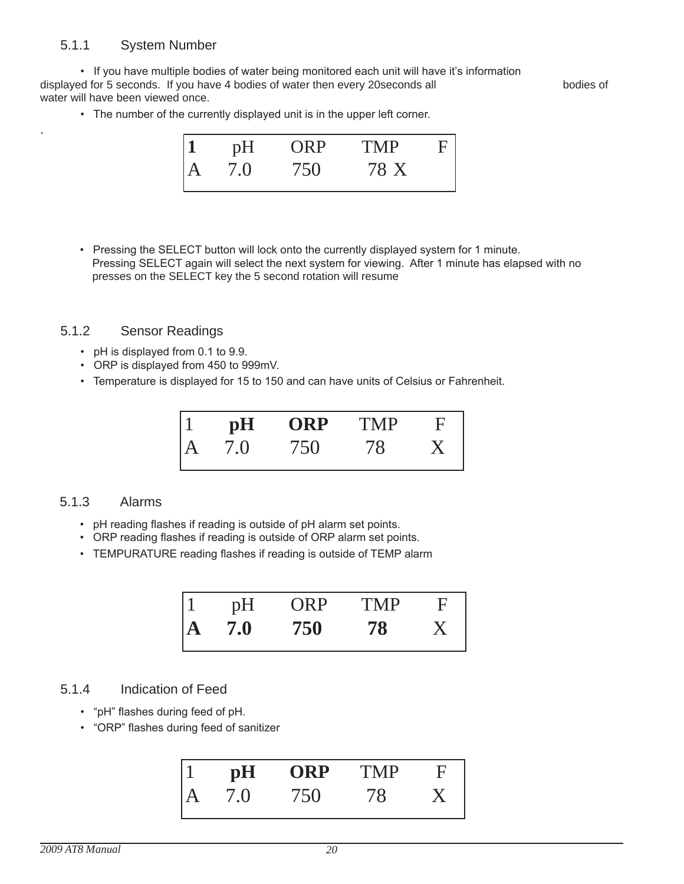### 5.1.1 System Number

- If you have multiple bodies of water being monitored each unit will have it's information displayed for 5 seconds. If you have 4 bodies of water then every 20seconds all bodies of water will have been viewed once.
- The number of the currently displayed unit is in the upper left corner.

.

| **1** | pH | ORP | TMP | F |
|---|---|---|---|---|
| A | 7.0 | 750 | 78 X | |

- Pressing the SELECT button will lock onto the currently displayed system for 1 minute. Pressing SELECT again will select the next system for viewing. After 1 minute has elapsed with no presses on the SELECT key the 5 second rotation will resume

### 5.1.2 Sensor Readings

- pH is displayed from 0.1 to 9.9.
- ORP is displayed from 450 to 999mV.
- Temperature is displayed for 15 to 150 and can have units of Celsius or Fahrenheit.

| 1 | **pH** | **ORP** | TMP | F |
|---|---|---|---|---|
| A | 7.0 | 750 | 78 | X |

### 5.1.3 Alarms

- pH reading flashes if reading is outside of pH alarm set points.
- ORP reading flashes if reading is outside of ORP alarm set points.
- TEMPURATURE reading flashes if reading is outside of TEMP alarm

| 1 | pH | ORP | TMP | F |
|---|---|---|---|---|
| **A** | **7.0** | **750** | **78** | X |

### 5.1.4 Indication of Feed

- "pH" flashes during feed of pH.
- "ORP" flashes during feed of sanitizer

| 1 | **pH** | **ORP** | TMP | F |
|---|---|---|---|---|
| A | 7.0 | 750 | 78 | X |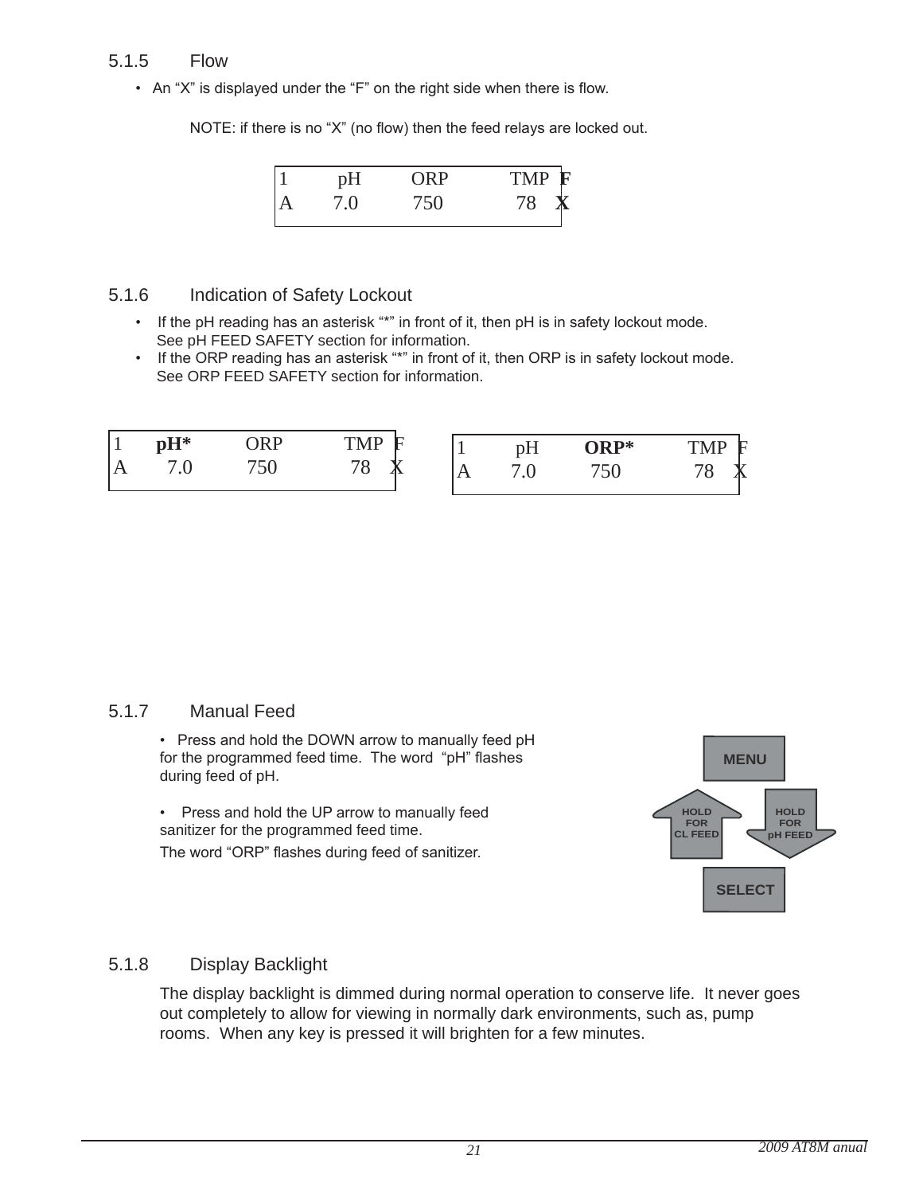### 5.1.5 Flow

- An "X" is displayed under the "F" on the right side when there is flow.

NOTE: if there is no "X" (no flow) then the feed relays are locked out.

| 1 | pH | ORP | TMP | **F** |
|---|---|---|---|---|
| A | 7.0 | 750 | 78 | **X** |

### 5.1.6 Indication of Safety Lockout

- If the pH reading has an asterisk "*" in front of it, then pH is in safety lockout mode. See pH FEED SAFETY section for information.
- If the ORP reading has an asterisk "*" in front of it, then ORP is in safety lockout mode. See ORP FEED SAFETY section for information.

| 1 | **pH*** | ORP | TMP | F |
|---|---|---|---|---|
| A | 7.0 | 750 | 78 | X |

| 1 | pH | **ORP*** | TMP | F |
|---|---|---|---|---|
| A | 7.0 | 750 | 78 | X |

### 5.1.7 Manual Feed

- Press and hold the DOWN arrow to manually feed pH for the programmed feed time. The word "pH" flashes during feed of pH.

- Press and hold the UP arrow to manually feed sanitizer for the programmed feed time.

The word "ORP" flashes during feed of sanitizer.

MENU

HOLD FOR CL FEED

HOLD FOR pH FEED

SELECT

### 5.1.8 Display Backlight

The display backlight is dimmed during normal operation to conserve life. It never goes out completely to allow for viewing in normally dark environments, such as, pump rooms. When any key is pressed it will brighten for a few minutes.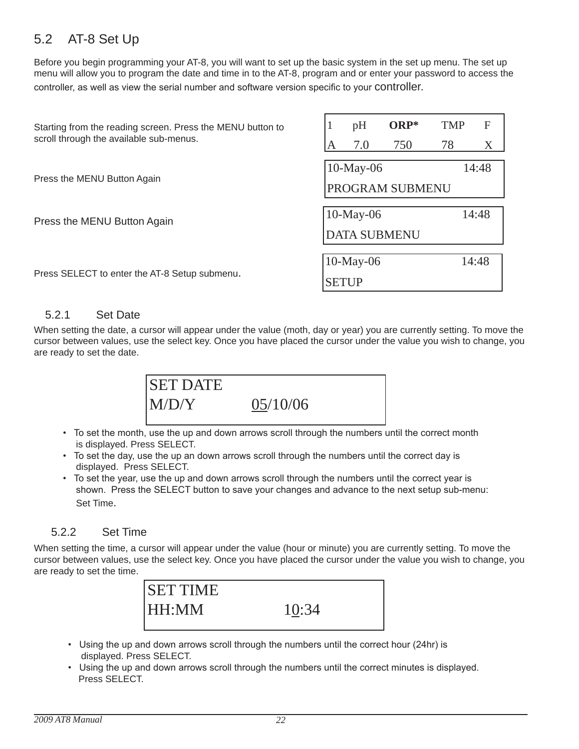## 5.2 AT-8 Set Up

Before you begin programming your AT-8, you will want to set up the basic system in the set up menu. The set up menu will allow you to program the date and time in to the AT-8, program and or enter your password to access the controller, as well as view the serial number and software version specific to your controller.

Starting from the reading screen. Press the MENU button to scroll through the available sub-menus.

```
1     pH    ORP*    TMP    F
A     7.0   750     78     X
```

Press the MENU Button Again

```
10-May-06              14:48
PROGRAM SUBMENU
```

Press the MENU Button Again

```
10-May-06              14:48
DATA SUBMENU
```

Press SELECT to enter the AT-8 Setup submenu.

```
10-May-06              14:48
SETUP
```

### 5.2.1 Set Date

When setting the date, a cursor will appear under the value (moth, day or year) you are currently setting. To move the cursor between values, use the select key. Once you have placed the cursor under the value you wish to change, you are ready to set the date.

```
SET DATE
M/D/Y          05/10/06
```

- To set the month, use the up and down arrows scroll through the numbers until the correct month is displayed. Press SELECT.
- To set the day, use the up an down arrows scroll through the numbers until the correct day is displayed. Press SELECT.
- To set the year, use the up and down arrows scroll through the numbers until the correct year is shown. Press the SELECT button to save your changes and advance to the next setup sub-menu: Set Time.

### 5.2.2 Set Time

When setting the time, a cursor will appear under the value (hour or minute) you are currently setting. To move the cursor between values, use the select key. Once you have placed the cursor under the value you wish to change, you are ready to set the time.

```
SET TIME
HH:MM          10:34
```

- Using the up and down arrows scroll through the numbers until the correct hour (24hr) is displayed. Press SELECT.
- Using the up and down arrows scroll through the numbers until the correct minutes is displayed. Press SELECT.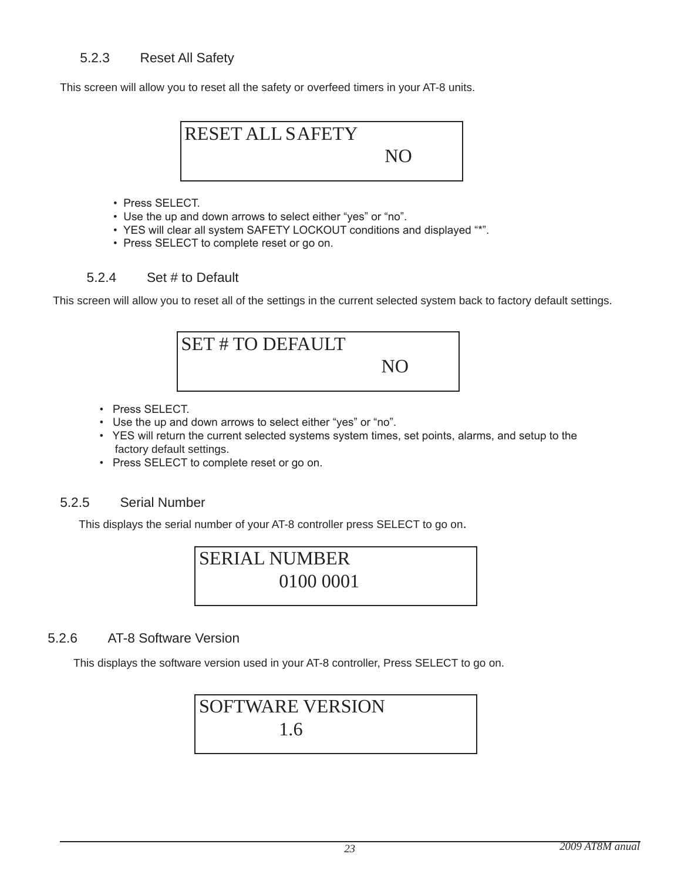### 5.2.3 Reset All Safety

This screen will allow you to reset all the safety or overfeed timers in your AT-8 units.

```
RESET ALL SAFETY
                    NO
```

- Press SELECT.
- Use the up and down arrows to select either “yes” or “no”.
- YES will clear all system SAFETY LOCKOUT conditions and displayed “*”.
- Press SELECT to complete reset or go on.

### 5.2.4 Set # to Default

This screen will allow you to reset all of the settings in the current selected system back to factory default settings.

```
SET # TO DEFAULT
                    NO
```

- Press SELECT.
- Use the up and down arrows to select either “yes” or “no”.
- YES will return the current selected systems system times, set points, alarms, and setup to the factory default settings.
- Press SELECT to complete reset or go on.

### 5.2.5 Serial Number

This displays the serial number of your AT-8 controller press SELECT to go on.

```
SERIAL NUMBER
        0100 0001
```

### 5.2.6 AT-8 Software Version

This displays the software version used in your AT-8 controller, Press SELECT to go on.

```
SOFTWARE VERSION
        1.6
```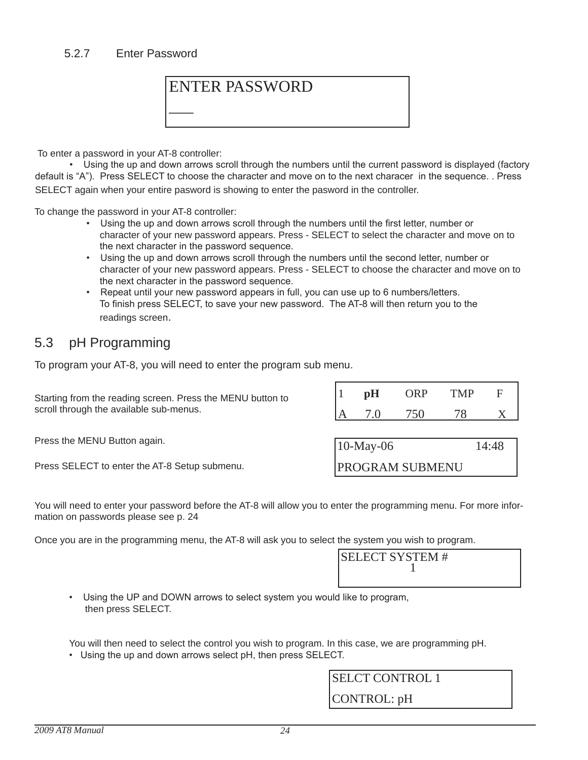### 5.2.7 Enter Password

```
ENTER PASSWORD
___
```

To enter a password in your AT-8 controller:

- Using the up and down arrows scroll through the numbers until the current password is displayed (factory default is "A"). Press SELECT to choose the character and move on to the next characer in the sequence. . Press SELECT again when your entire pasword is showing to enter the pasword in the controller.

To change the password in your AT-8 controller:

- Using the up and down arrows scroll through the numbers until the first letter, number or character of your new password appears. Press - SELECT to select the character and move on to the next character in the password sequence.
- Using the up and down arrows scroll through the numbers until the second letter, number or character of your new password appears. Press - SELECT to choose the character and move on to the next character in the password sequence.
- Repeat until your new password appears in full, you can use up to 6 numbers/letters. To finish press SELECT, to save your new password. The AT-8 will then return you to the readings screen.

## 5.3 pH Programming

To program your AT-8, you will need to enter the program sub menu.

Starting from the reading screen. Press the MENU button to scroll through the available sub-menus.

```
1   pH    ORP   TMP   F
A   7.0   750   78    X
```

Press the MENU Button again.

Press SELECT to enter the AT-8 Setup submenu.

```
10-May-06            14:48
PROGRAM SUBMENU
```

You will need to enter your password before the AT-8 will allow you to enter the programming menu. For more information on passwords please see p. 24

Once you are in the programming menu, the AT-8 will ask you to select the system you wish to program.

```
SELECT SYSTEM #
        1
```

- Using the UP and DOWN arrows to select system you would like to program, then press SELECT.

You will then need to select the control you wish to program. In this case, we are programming pH.

- Using the up and down arrows select pH, then press SELECT.

```
SELCT CONTROL 1
CONTROL: pH
```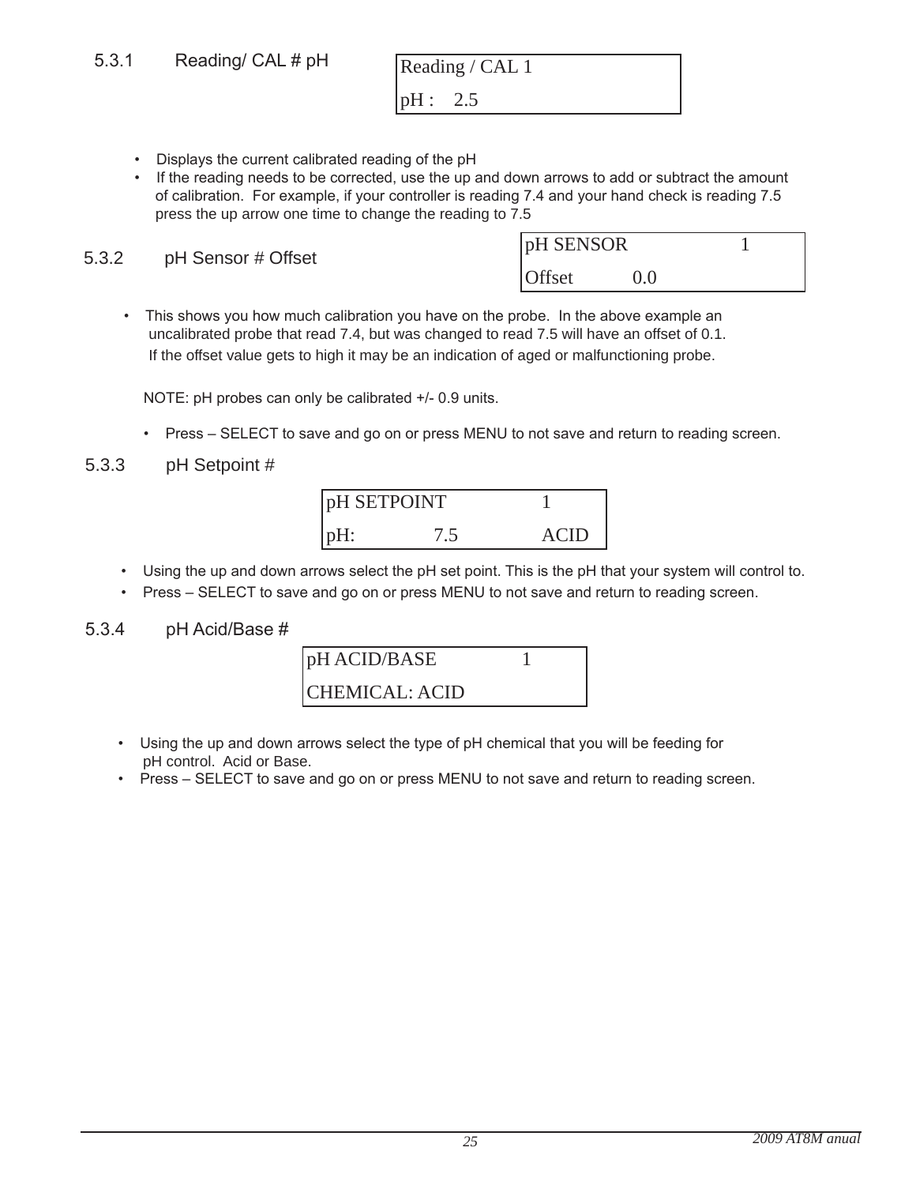### 5.3.1 Reading/ CAL # pH

```
Reading / CAL 1
pH :    2.5
```

- Displays the current calibrated reading of the pH
- If the reading needs to be corrected, use the up and down arrows to add or subtract the amount of calibration. For example, if your controller is reading 7.4 and your hand check is reading 7.5 press the up arrow one time to change the reading to 7.5

### 5.3.2 pH Sensor # Offset

```
pH SENSOR              1
Offset          0.0
```

- This shows you how much calibration you have on the probe. In the above example an uncalibrated probe that read 7.4, but was changed to read 7.5 will have an offset of 0.1. If the offset value gets to high it may be an indication of aged or malfunctioning probe.

NOTE: pH probes can only be calibrated +/- 0.9 units.

- Press – SELECT to save and go on or press MENU to not save and return to reading screen.

### 5.3.3 pH Setpoint #

```
pH SETPOINT          1
pH:         7.5      ACID
```

- Using the up and down arrows select the pH set point. This is the pH that your system will control to.
- Press – SELECT to save and go on or press MENU to not save and return to reading screen.

### 5.3.4 pH Acid/Base #

```
pH ACID/BASE         1
CHEMICAL: ACID
```

- Using the up and down arrows select the type of pH chemical that you will be feeding for pH control. Acid or Base.
- Press – SELECT to save and go on or press MENU to not save and return to reading screen.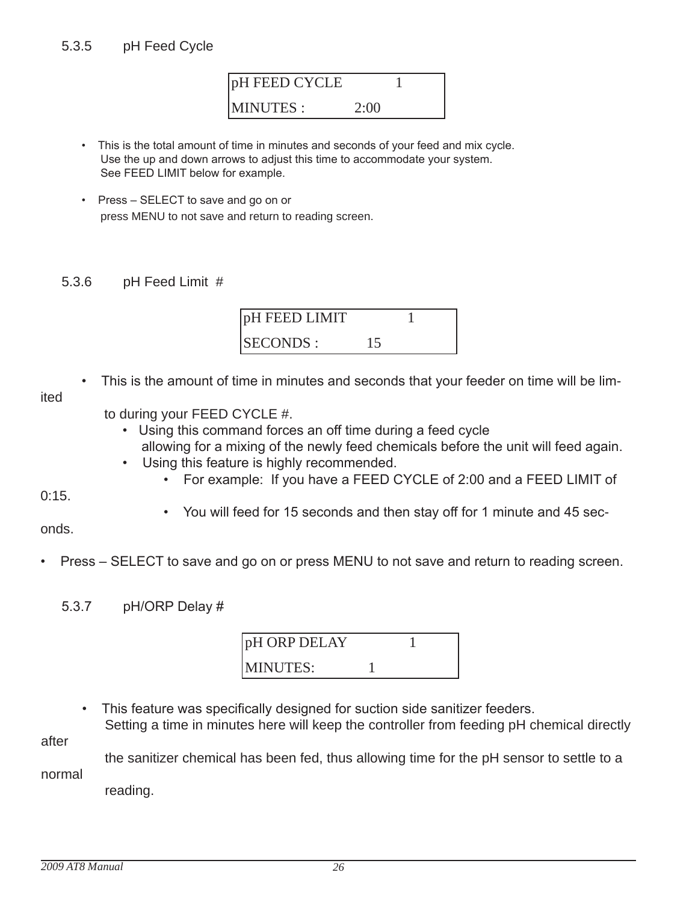### 5.3.5 pH Feed Cycle

```
pH FEED CYCLE          1
MINUTES :          2:00
```

- This is the total amount of time in minutes and seconds of your feed and mix cycle. Use the up and down arrows to adjust this time to accommodate your system. See FEED LIMIT below for example.
- Press – SELECT to save and go on or press MENU to not save and return to reading screen.

### 5.3.6 pH Feed Limit #

```
pH FEED LIMIT          1
SECONDS :          15
```

- This is the amount of time in minutes and seconds that your feeder on time will be limited to during your FEED CYCLE #.
  - Using this command forces an off time during a feed cycle allowing for a mixing of the newly feed chemicals before the unit will feed again.
  - Using this feature is highly recommended.
    - For example: If you have a FEED CYCLE of 2:00 and a FEED LIMIT of 0:15.
    - You will feed for 15 seconds and then stay off for 1 minute and 45 seconds.

- Press – SELECT to save and go on or press MENU to not save and return to reading screen.

### 5.3.7 pH/ORP Delay #

```
pH ORP DELAY          1
MINUTES:          1
```

- This feature was specifically designed for suction side sanitizer feeders. Setting a time in minutes here will keep the controller from feeding pH chemical directly after the sanitizer chemical has been fed, thus allowing time for the pH sensor to settle to a normal reading.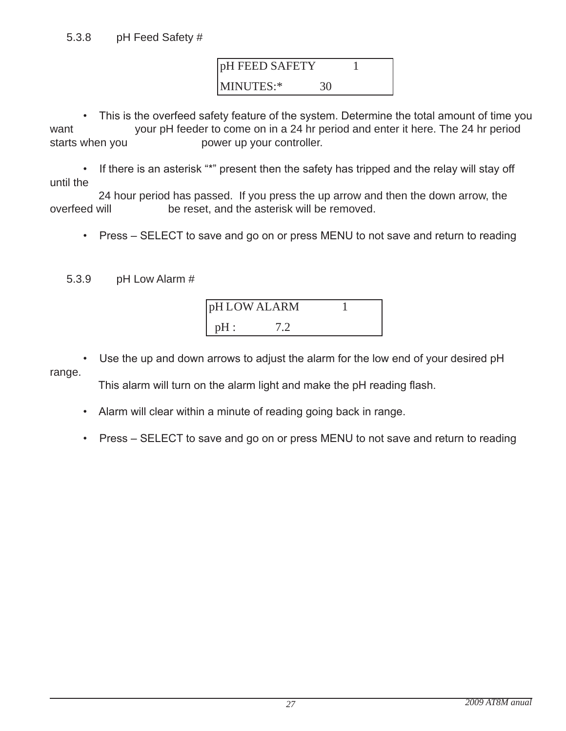### 5.3.8 pH Feed Safety #

```
pH FEED SAFETY        1
MINUTES:*        30
```

- This is the overfeed safety feature of the system. Determine the total amount of time you want your pH feeder to come on in a 24 hr period and enter it here. The 24 hr period starts when you power up your controller.

- If there is an asterisk "*" present then the safety has tripped and the relay will stay off until the 24 hour period has passed. If you press the up arrow and then the down arrow, the overfeed will be reset, and the asterisk will be removed.

- Press – SELECT to save and go on or press MENU to not save and return to reading

### 5.3.9 pH Low Alarm #

```
pH LOW ALARM        1
  pH :        7.2
```

- Use the up and down arrows to adjust the alarm for the low end of your desired pH range. This alarm will turn on the alarm light and make the pH reading flash.

- Alarm will clear within a minute of reading going back in range.

- Press – SELECT to save and go on or press MENU to not save and return to reading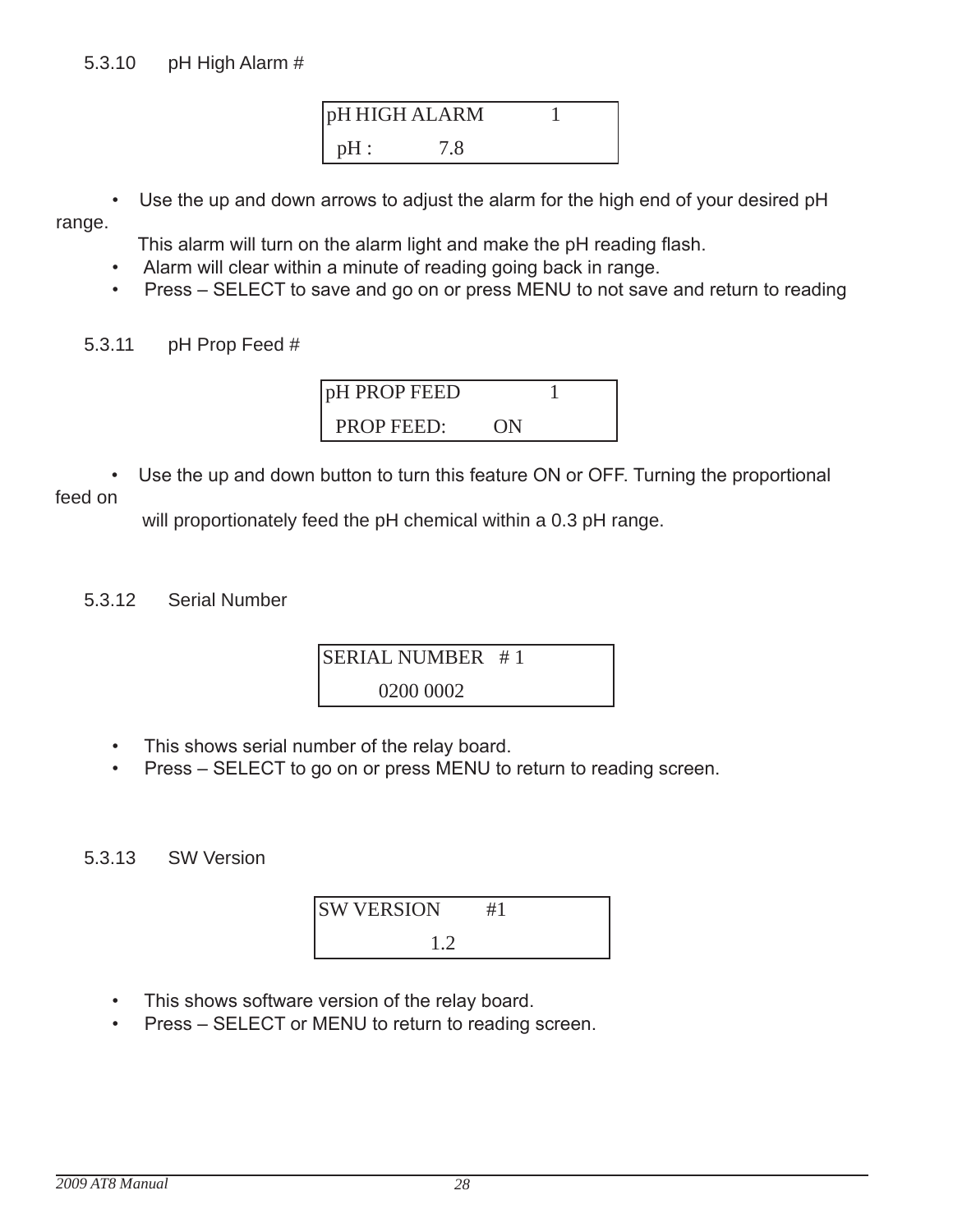### 5.3.10 pH High Alarm #

```
pH HIGH ALARM        1
  pH :        7.8
```

- Use the up and down arrows to adjust the alarm for the high end of your desired pH range.
  This alarm will turn on the alarm light and make the pH reading flash.
- Alarm will clear within a minute of reading going back in range.
- Press – SELECT to save and go on or press MENU to not save and return to reading

### 5.3.11 pH Prop Feed #

```
pH PROP FEED         1
  PROP FEED:      ON
```

- Use the up and down button to turn this feature ON or OFF. Turning the proportional feed on
  will proportionately feed the pH chemical within a 0.3 pH range.

### 5.3.12 Serial Number

```
SERIAL NUMBER   # 1
      0200 0002
```

- This shows serial number of the relay board.
- Press – SELECT to go on or press MENU to return to reading screen.

### 5.3.13 SW Version

```
SW VERSION       #1
           1.2
```

- This shows software version of the relay board.
- Press – SELECT or MENU to return to reading screen.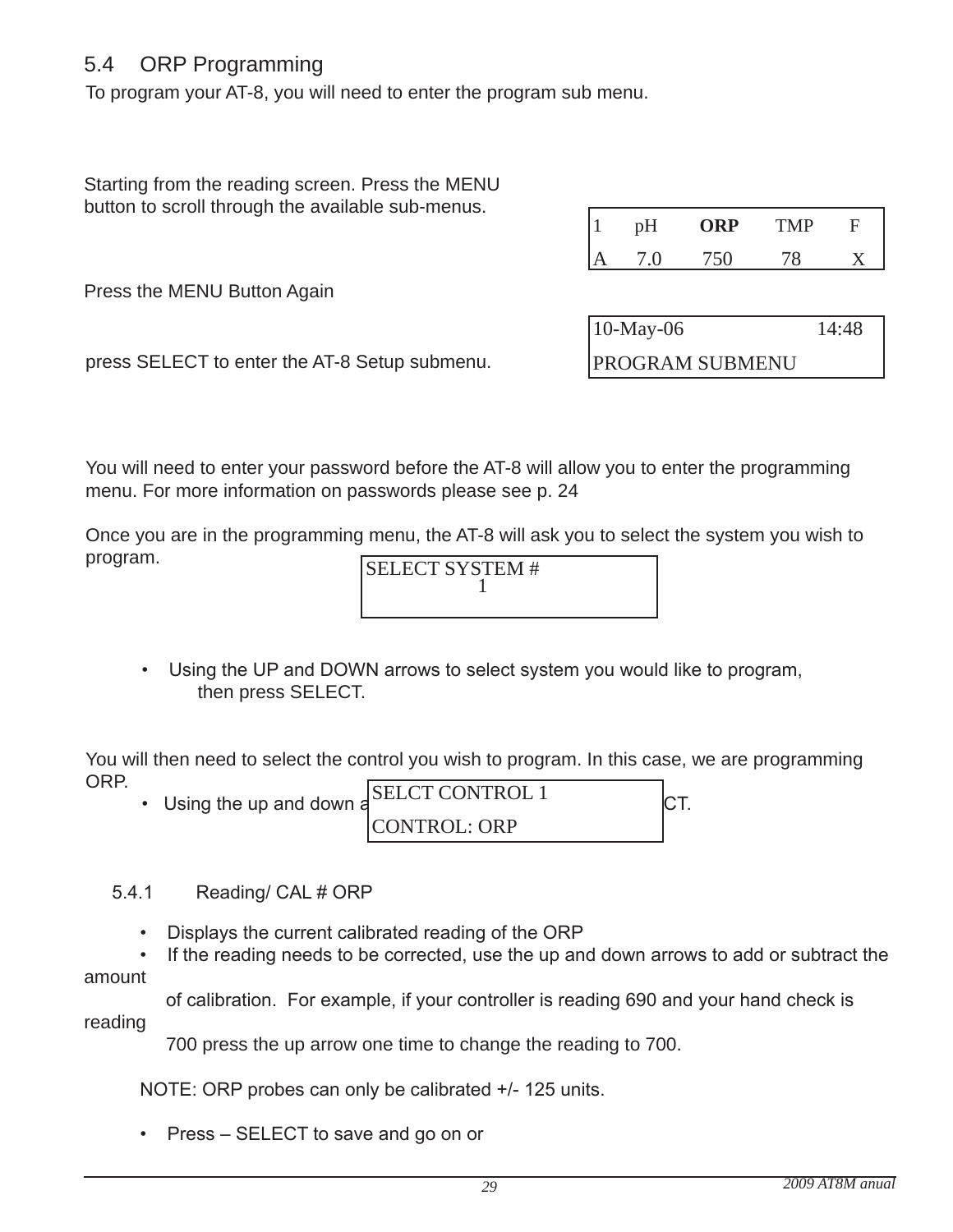## 5.4 ORP Programming

To program your AT-8, you will need to enter the program sub menu.

Starting from the reading screen. Press the MENU button to scroll through the available sub-menus.

| 1 | pH | **ORP** | TMP | F |
|---|---|---|---|---|
| A | 7.0 | 750 | 78 | X |

Press the MENU Button Again

press SELECT to enter the AT-8 Setup submenu.

```
10-May-06              14:48
PROGRAM SUBMENU
```

You will need to enter your password before the AT-8 will allow you to enter the programming menu. For more information on passwords please see p. 24

Once you are in the programming menu, the AT-8 will ask you to select the system you wish to program.

```
SELECT SYSTEM #
        1
```

- Using the UP and DOWN arrows to select system you would like to program, then press SELECT.

You will then need to select the control you wish to program. In this case, we are programming ORP.

- Using the up and down a[...]CT.

```
SELCT CONTROL 1
CONTROL: ORP
```

### 5.4.1 Reading/ CAL # ORP

- Displays the current calibrated reading of the ORP
- If the reading needs to be corrected, use the up and down arrows to add or subtract the amount of calibration. For example, if your controller is reading 690 and your hand check is reading 700 press the up arrow one time to change the reading to 700.

NOTE: ORP probes can only be calibrated +/- 125 units.

- Press – SELECT to save and go on or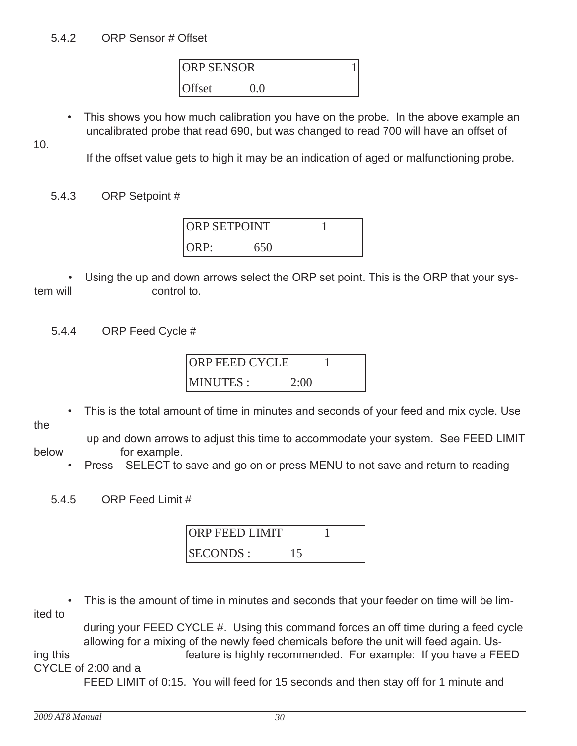### 5.4.2 ORP Sensor # Offset

```
ORP SENSOR            1
Offset      0.0
```

- This shows you how much calibration you have on the probe. In the above example an uncalibrated probe that read 690, but was changed to read 700 will have an offset of 10.

  If the offset value gets to high it may be an indication of aged or malfunctioning probe.

### 5.4.3 ORP Setpoint #

```
ORP SETPOINT        1
ORP:        650
```

- Using the up and down arrows select the ORP set point. This is the ORP that your system will control to.

### 5.4.4 ORP Feed Cycle #

```
ORP FEED CYCLE      1
MINUTES :       2:00
```

- This is the total amount of time in minutes and seconds of your feed and mix cycle. Use the up and down arrows to adjust this time to accommodate your system. See FEED LIMIT below for example.
- Press – SELECT to save and go on or press MENU to not save and return to reading

### 5.4.5 ORP Feed Limit #

```
ORP FEED LIMIT      1
SECONDS :       15
```

- This is the amount of time in minutes and seconds that your feeder on time will be limited to during your FEED CYCLE #. Using this command forces an off time during a feed cycle allowing for a mixing of the newly feed chemicals before the unit will feed again. Using this feature is highly recommended. For example: If you have a FEED CYCLE of 2:00 and a FEED LIMIT of 0:15. You will feed for 15 seconds and then stay off for 1 minute and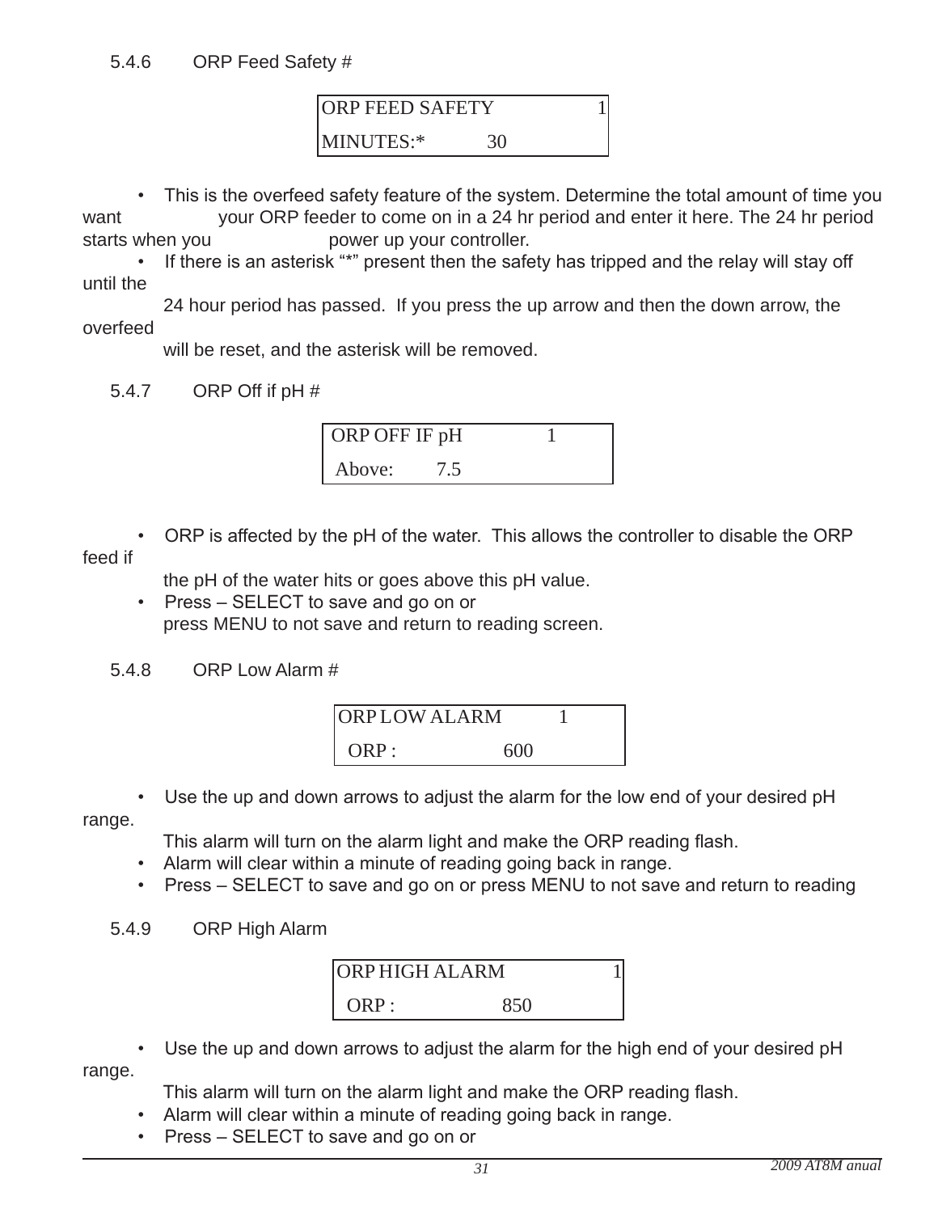### 5.4.6 ORP Feed Safety #

```
ORP FEED SAFETY        1
MINUTES:*      30
```

- This is the overfeed safety feature of the system. Determine the total amount of time you want your ORP feeder to come on in a 24 hr period and enter it here. The 24 hr period starts when you power up your controller.
- If there is an asterisk "*" present then the safety has tripped and the relay will stay off until the 24 hour period has passed. If you press the up arrow and then the down arrow, the overfeed will be reset, and the asterisk will be removed.

### 5.4.7 ORP Off if pH #

```
ORP OFF IF pH       1
 Above:    7.5
```

- ORP is affected by the pH of the water. This allows the controller to disable the ORP feed if the pH of the water hits or goes above this pH value.
- Press – SELECT to save and go on or press MENU to not save and return to reading screen.

### 5.4.8 ORP Low Alarm #

```
ORP LOW ALARM      1
 ORP :          600
```

- Use the up and down arrows to adjust the alarm for the low end of your desired pH range. This alarm will turn on the alarm light and make the ORP reading flash.
- Alarm will clear within a minute of reading going back in range.
- Press – SELECT to save and go on or press MENU to not save and return to reading

### 5.4.9 ORP High Alarm

```
ORP HIGH ALARM        1
 ORP :          850
```

- Use the up and down arrows to adjust the alarm for the high end of your desired pH range. This alarm will turn on the alarm light and make the ORP reading flash.
- Alarm will clear within a minute of reading going back in range.
- Press – SELECT to save and go on or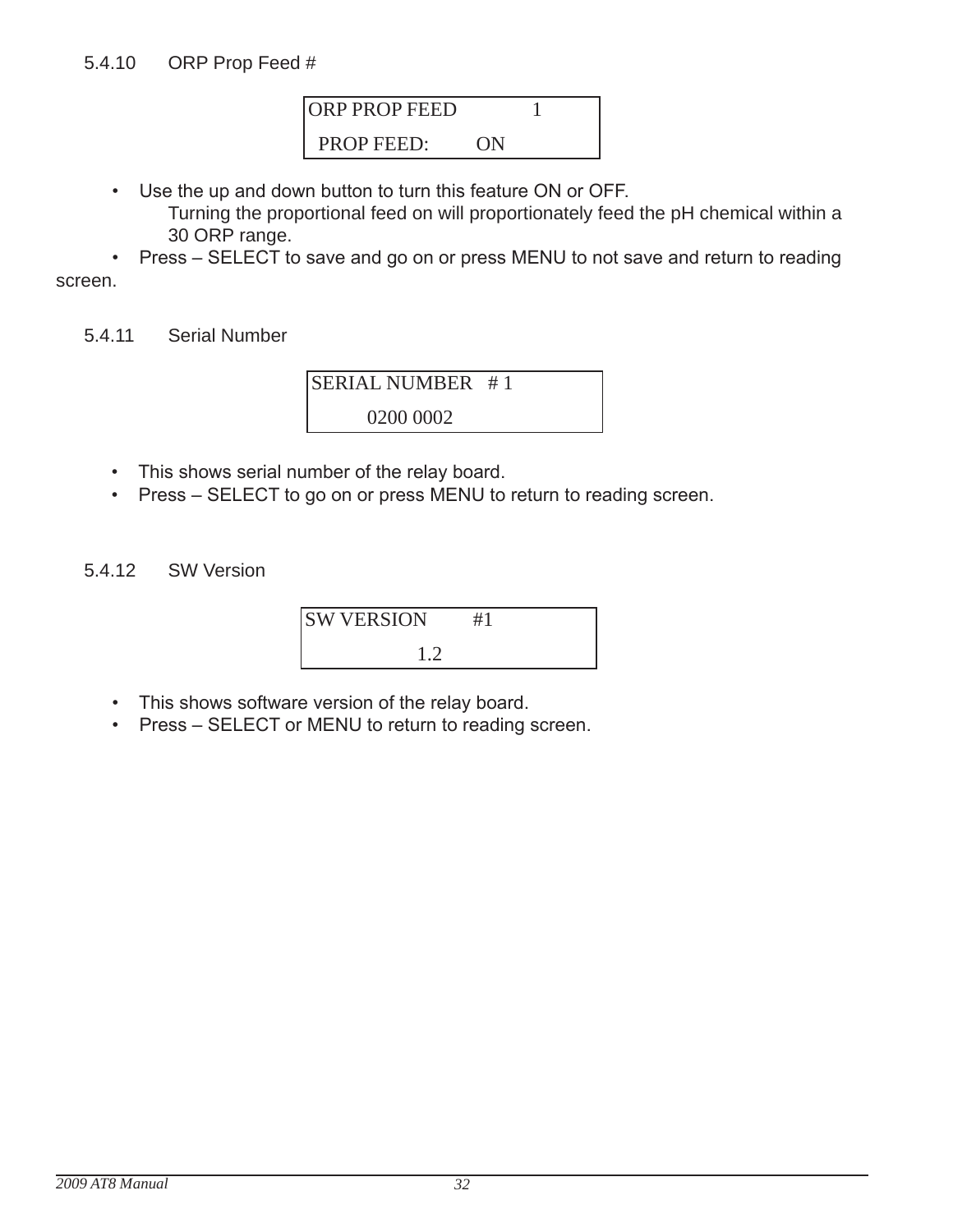### 5.4.10 ORP Prop Feed #

```
ORP PROP FEED            1
 PROP FEED:         ON
```

- Use the up and down button to turn this feature ON or OFF.
  Turning the proportional feed on will proportionately feed the pH chemical within a 30 ORP range.
- Press – SELECT to save and go on or press MENU to not save and return to reading screen.

### 5.4.11 Serial Number

```
SERIAL NUMBER   # 1
         0200 0002
```

- This shows serial number of the relay board.
- Press – SELECT to go on or press MENU to return to reading screen.

### 5.4.12 SW Version

```
SW VERSION        #1
                1.2
```

- This shows software version of the relay board.
- Press – SELECT or MENU to return to reading screen.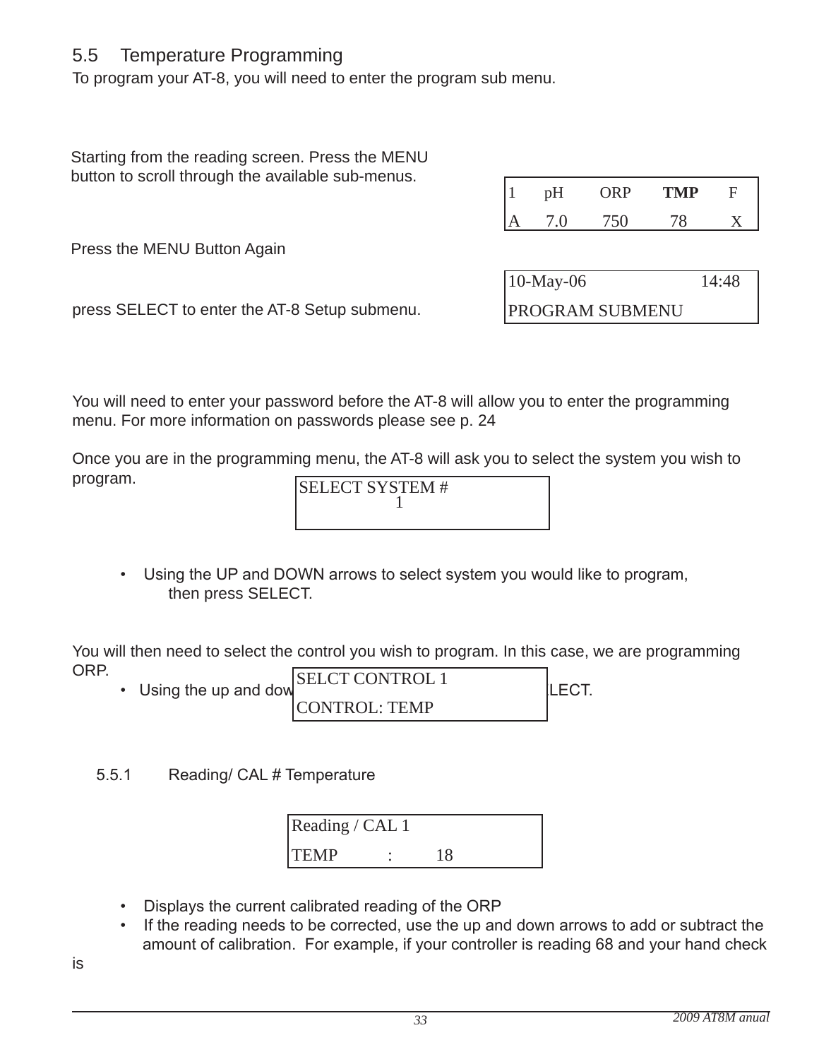## 5.5 Temperature Programming

To program your AT-8, you will need to enter the program sub menu.

Starting from the reading screen. Press the MENU button to scroll through the available sub-menus.

```
1   pH   ORP   TMP   F
A   7.0  750   78    X
```

Press the MENU Button Again

```
10-May-06          14:48
PROGRAM SUBMENU
```

press SELECT to enter the AT-8 Setup submenu.

You will need to enter your password before the AT-8 will allow you to enter the programming menu. For more information on passwords please see p. 24

Once you are in the programming menu, the AT-8 will ask you to select the system you wish to program.

```
SELECT SYSTEM #
        1
```

- Using the UP and DOWN arrows to select system you would like to program, then press SELECT.

You will then need to select the control you wish to program. In this case, we are programming ORP.

- Using the up and dow[...]LECT.

```
SELCT CONTROL 1
CONTROL: TEMP
```

### 5.5.1 Reading/ CAL # Temperature

```
Reading / CAL 1
TEMP      :     18
```

- Displays the current calibrated reading of the ORP
- If the reading needs to be corrected, use the up and down arrows to add or subtract the amount of calibration. For example, if your controller is reading 68 and your hand check is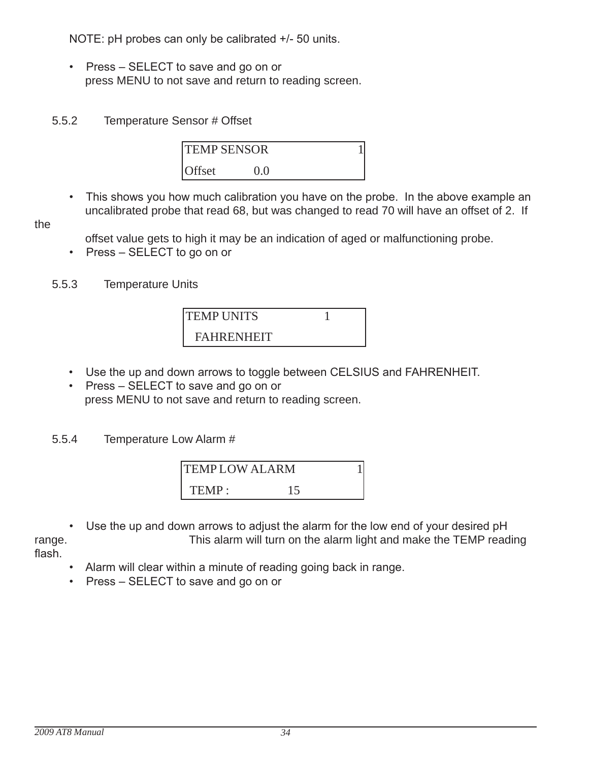NOTE: pH probes can only be calibrated +/- 50 units.

- Press – SELECT to save and go on or
  press MENU to not save and return to reading screen.

### 5.5.2 Temperature Sensor # Offset

```
TEMP SENSOR        1
Offset      0.0
```

- This shows you how much calibration you have on the probe. In the above example an uncalibrated probe that read 68, but was changed to read 70 will have an offset of 2. If the offset value gets to high it may be an indication of aged or malfunctioning probe.
- Press – SELECT to go on or

### 5.5.3 Temperature Units

```
TEMP UNITS         1
  FAHRENHEIT
```

- Use the up and down arrows to toggle between CELSIUS and FAHRENHEIT.
- Press – SELECT to save and go on or
  press MENU to not save and return to reading screen.

### 5.5.4 Temperature Low Alarm #

```
TEMP LOW ALARM     1
  TEMP :        15
```

- Use the up and down arrows to adjust the alarm for the low end of your desired pH range. This alarm will turn on the alarm light and make the TEMP reading flash.
- Alarm will clear within a minute of reading going back in range.
- Press – SELECT to save and go on or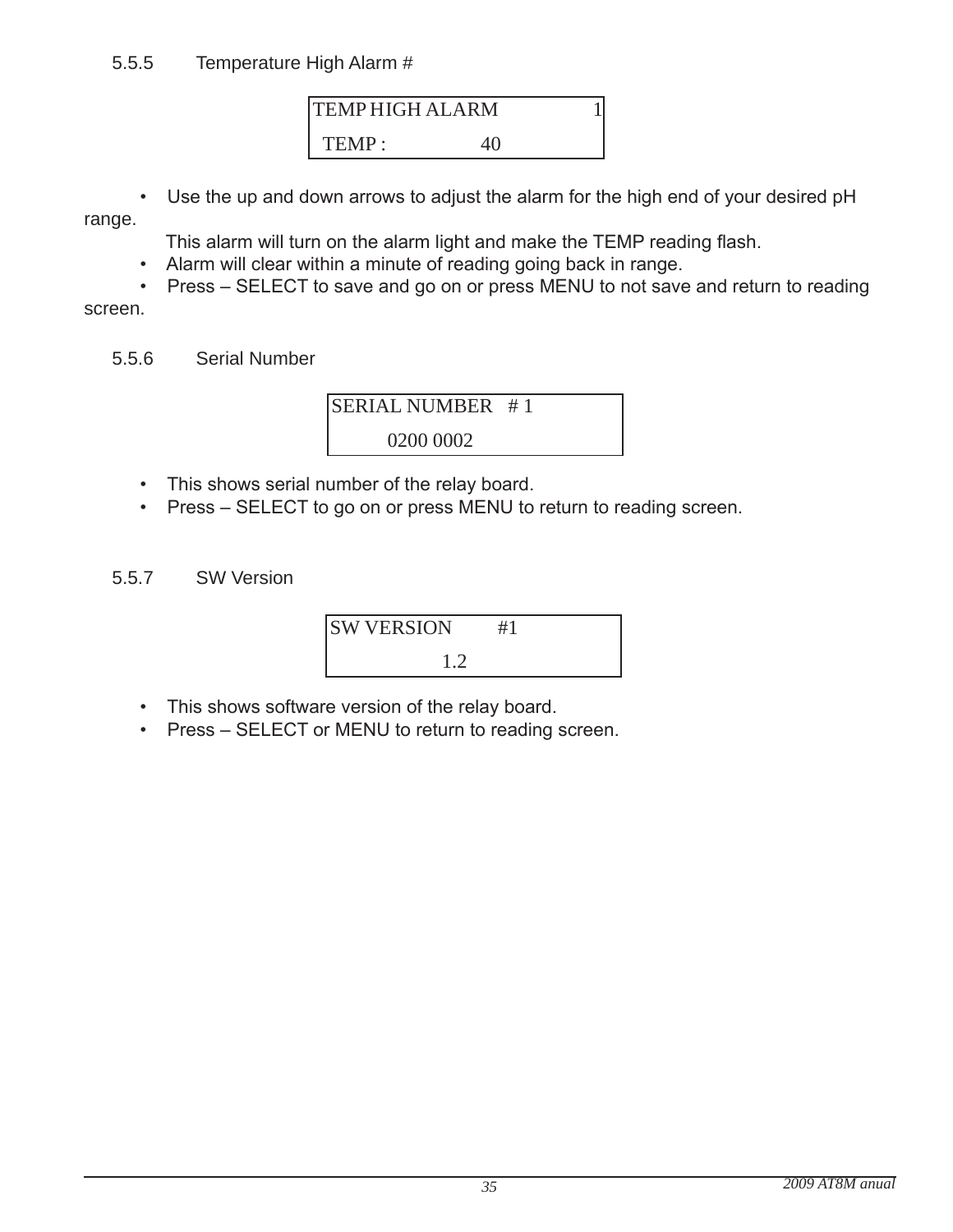### 5.5.5 Temperature High Alarm #

```
TEMP HIGH ALARM          1
 TEMP :          40
```

- Use the up and down arrows to adjust the alarm for the high end of your desired pH range.
  This alarm will turn on the alarm light and make the TEMP reading flash.
- Alarm will clear within a minute of reading going back in range.
- Press – SELECT to save and go on or press MENU to not save and return to reading screen.

### 5.5.6 Serial Number

```
SERIAL NUMBER   # 1
        0200 0002
```

- This shows serial number of the relay board.
- Press – SELECT to go on or press MENU to return to reading screen.

### 5.5.7 SW Version

```
SW VERSION        #1
              1.2
```

- This shows software version of the relay board.
- Press – SELECT or MENU to return to reading screen.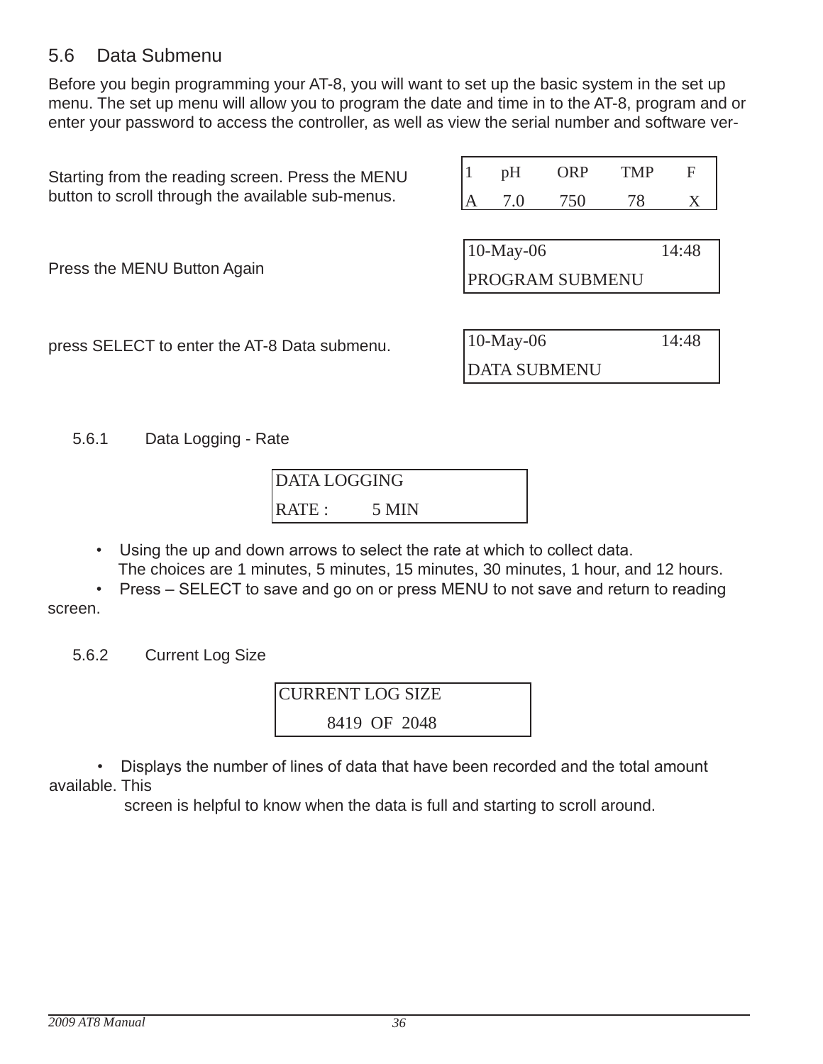## 5.6 Data Submenu

Before you begin programming your AT-8, you will want to set up the basic system in the set up menu. The set up menu will allow you to program the date and time in to the AT-8, program and or enter your password to access the controller, as well as view the serial number and software ver-

Starting from the reading screen. Press the MENU button to scroll through the available sub-menus.

| 1 | pH | ORP | TMP | F |
|---|---|---|---|---|
| A | 7.0 | 750 | 78 | X |

Press the MENU Button Again

```
10-May-06              14:48
PROGRAM SUBMENU
```

press SELECT to enter the AT-8 Data submenu.

```
10-May-06              14:48
DATA SUBMENU
```

### 5.6.1 Data Logging - Rate

```
DATA LOGGING
RATE :      5 MIN
```

- Using the up and down arrows to select the rate at which to collect data.
  The choices are 1 minutes, 5 minutes, 15 minutes, 30 minutes, 1 hour, and 12 hours.
- Press – SELECT to save and go on or press MENU to not save and return to reading screen.

### 5.6.2 Current Log Size

```
CURRENT LOG SIZE
      8419  OF  2048
```

- Displays the number of lines of data that have been recorded and the total amount available. This screen is helpful to know when the data is full and starting to scroll around.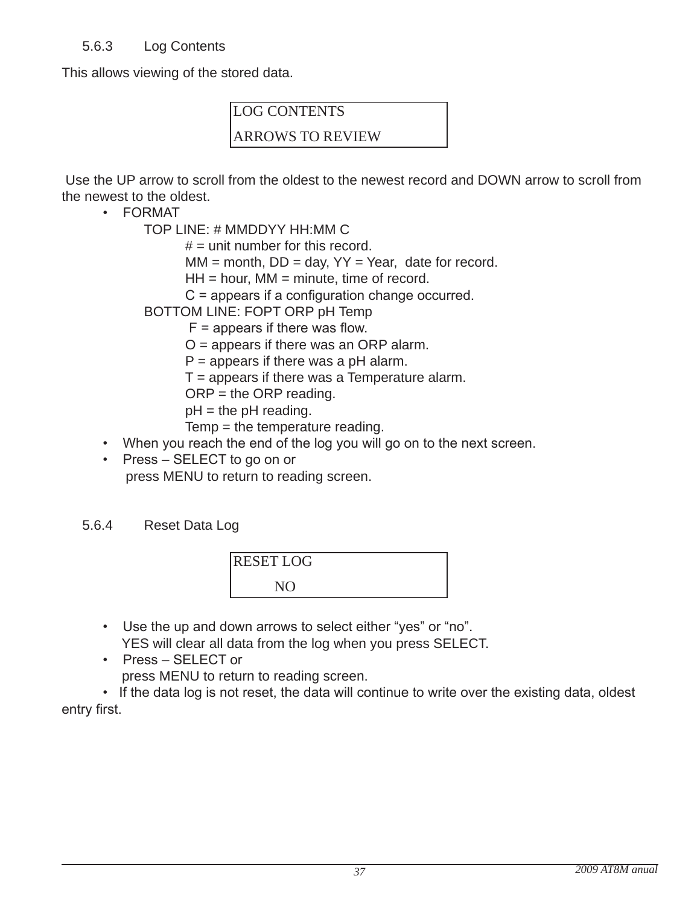### 5.6.3 Log Contents

This allows viewing of the stored data.

```
LOG CONTENTS
ARROWS TO REVIEW
```

Use the UP arrow to scroll from the oldest to the newest record and DOWN arrow to scroll from the newest to the oldest.

- FORMAT
  - TOP LINE: # MMDDYY HH:MM C
    - # = unit number for this record.
    - MM = month, DD = day, YY = Year, date for record.
    - HH = hour, MM = minute, time of record.
    - C = appears if a configuration change occurred.
  - BOTTOM LINE: FOPT ORP pH Temp
    - F = appears if there was flow.
    - O = appears if there was an ORP alarm.
    - P = appears if there was a pH alarm.
    - T = appears if there was a Temperature alarm.
    - ORP = the ORP reading.
    - pH = the pH reading.
    - Temp = the temperature reading.
- When you reach the end of the log you will go on to the next screen.
- Press – SELECT to go on or
  press MENU to return to reading screen.

### 5.6.4 Reset Data Log

```
RESET LOG
      NO
```

- Use the up and down arrows to select either “yes” or “no”.
  YES will clear all data from the log when you press SELECT.
- Press – SELECT or
  press MENU to return to reading screen.
- If the data log is not reset, the data will continue to write over the existing data, oldest entry first.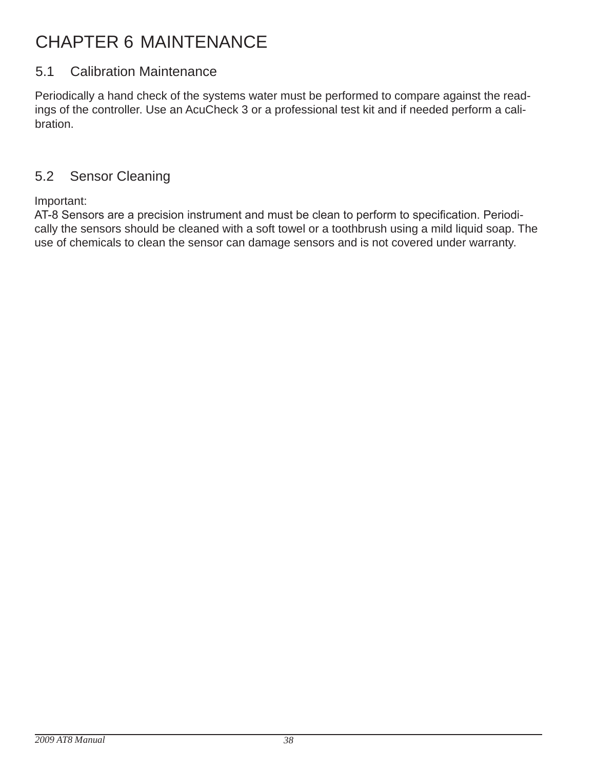# CHAPTER 6 MAINTENANCE

## 5.1 Calibration Maintenance

Periodically a hand check of the systems water must be performed to compare against the readings of the controller. Use an AcuCheck 3 or a professional test kit and if needed perform a calibration.

## 5.2 Sensor Cleaning

Important:
AT-8 Sensors are a precision instrument and must be clean to perform to specification. Periodically the sensors should be cleaned with a soft towel or a toothbrush using a mild liquid soap. The use of chemicals to clean the sensor can damage sensors and is not covered under warranty.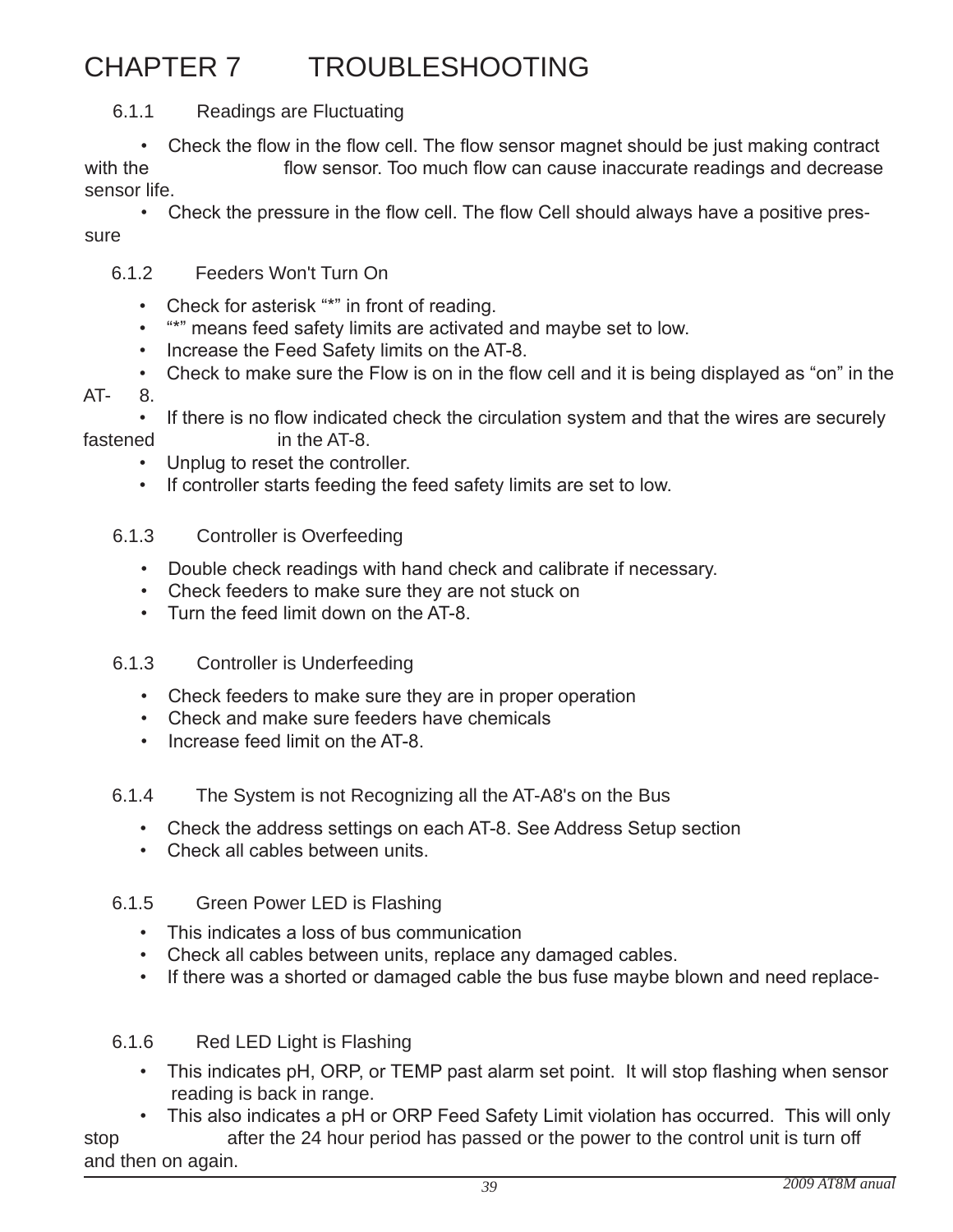// # CHAPTER 7 TROUBLESHOOTING

### 6.1.1 Readings are Fluctuating

- Check the flow in the flow cell. The flow sensor magnet should be just making contract with the flow sensor. Too much flow can cause inaccurate readings and decrease sensor life.
- Check the pressure in the flow cell. The flow Cell should always have a positive pressure

### 6.1.2 Feeders Won't Turn On

- Check for asterisk “*” in front of reading.
- “*” means feed safety limits are activated and maybe set to low.
- Increase the Feed Safety limits on the AT-8.
- Check to make sure the Flow is on in the flow cell and it is being displayed as “on” in the AT- 8.
- If there is no flow indicated check the circulation system and that the wires are securely fastened in the AT-8.
- Unplug to reset the controller.
- If controller starts feeding the feed safety limits are set to low.

### 6.1.3 Controller is Overfeeding

- Double check readings with hand check and calibrate if necessary.
- Check feeders to make sure they are not stuck on
- Turn the feed limit down on the AT-8.

### 6.1.3 Controller is Underfeeding

- Check feeders to make sure they are in proper operation
- Check and make sure feeders have chemicals
- Increase feed limit on the AT-8.

### 6.1.4 The System is not Recognizing all the AT-A8's on the Bus

- Check the address settings on each AT-8. See Address Setup section
- Check all cables between units.

### 6.1.5 Green Power LED is Flashing

- This indicates a loss of bus communication
- Check all cables between units, replace any damaged cables.
- If there was a shorted or damaged cable the bus fuse maybe blown and need replace-

### 6.1.6 Red LED Light is Flashing

- This indicates pH, ORP, or TEMP past alarm set point. It will stop flashing when sensor reading is back in range.
- This also indicates a pH or ORP Feed Safety Limit violation has occurred. This will only stop after the 24 hour period has passed or the power to the control unit is turn off and then on again.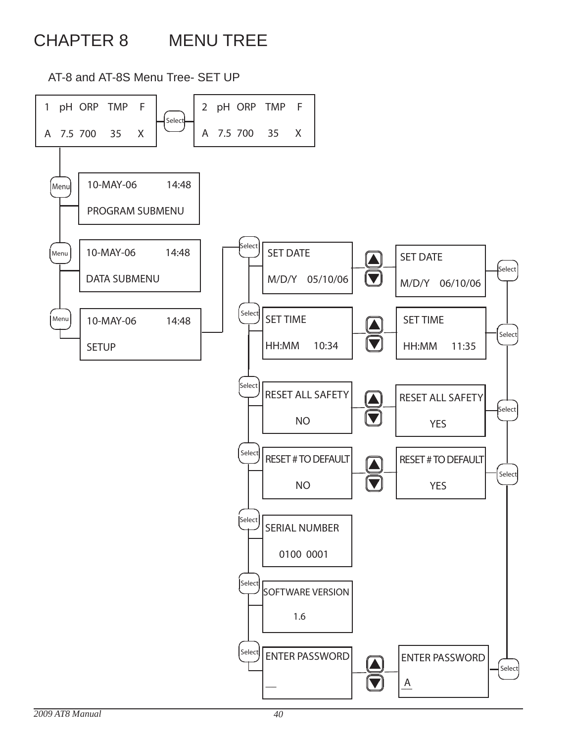# CHAPTER 8 MENU TREE

## AT-8 and AT-8S Menu Tree- SET UP

| Screen | Button | Screen |
|---|---|---|
| 1 pH ORP TMP F / A 7.5 700 35 X | Select | 2 pH ORP TMP F / A 7.5 700 35 X |

Menu → 10-MAY-06 14:48 / PROGRAM SUBMENU

Menu → 10-MAY-06 14:48 / DATA SUBMENU

Menu → 10-MAY-06 14:48 / SETUP

SETUP submenu:

| Button | Screen | Arrows | Screen | Button |
|---|---|---|---|---|
| Select | SET DATE / M/D/Y 05/10/06 | ▲ ▼ | SET DATE / M/D/Y 06/10/06 | Select |
| Select | SET TIME / HH:MM 10:34 | ▲ ▼ | SET TIME / HH:MM 11:35 | Select |
| Select | RESET ALL SAFETY / NO | ▲ ▼ | RESET ALL SAFETY / YES | Select |
| Select | RESET # TO DEFAULT / NO | ▲ ▼ | RESET # TO DEFAULT / YES | Select |
| Select | SERIAL NUMBER / 0100 0001 | | | |
| Select | SOFTWARE VERSION / 1.6 | | | |
| Select | ENTER PASSWORD / __ | ▲ ▼ | ENTER PASSWORD / A | Select |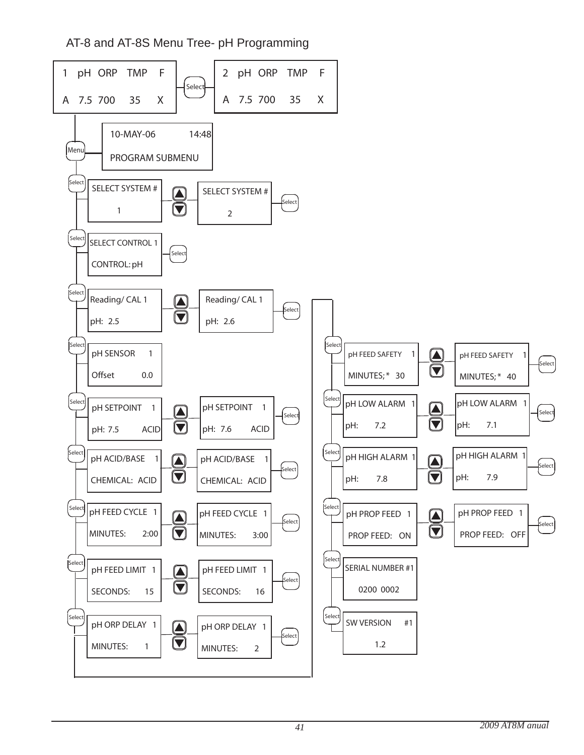# AT-8 and AT-8S Menu Tree- pH Programming

1 pH ORP TMP F
A 7.5 700 35 X

Select

2 pH ORP TMP F
A 7.5 700 35 X

Menu

10-MAY-06 14:48
PROGRAM SUBMENU

Select

SELECT SYSTEM #
1

SELECT SYSTEM #
2

Select

Select

SELECT CONTROL 1
CONTROL: pH

Select

Select

Reading/ CAL 1
pH: 2.5

Reading/ CAL 1
pH: 2.6

Select

Select

pH SENSOR 1
Offset 0.0

Select

pH SETPOINT 1
pH: 7.5 ACID

pH SETPOINT 1
pH: 7.6 ACID

Select

Select

pH ACID/BASE 1
CHEMICAL: ACID

pH ACID/BASE 1
CHEMICAL: ACID

Select

Select

pH FEED CYCLE 1
MINUTES: 2:00

pH FEED CYCLE 1
MINUTES: 3:00

Select

Select

pH FEED LIMIT 1
SECONDS: 15

pH FEED LIMIT 1
SECONDS: 16

Select

Select

pH ORP DELAY 1
MINUTES: 1

pH ORP DELAY 1
MINUTES: 2

Select

Select

pH FEED SAFETY 1
MINUTES; * 30

pH FEED SAFETY 1
MINUTES; * 40

Select

Select

pH LOW ALARM 1
pH: 7.2

pH LOW ALARM 1
pH: 7.1

Select

Select

pH HIGH ALARM 1
pH: 7.8

pH HIGH ALARM 1
pH: 7.9

Select

Select

pH PROP FEED 1
PROP FEED: ON

pH PROP FEED 1
PROP FEED: OFF

Select

Select

SERIAL NUMBER #1
0200 0002

Select

SW VERSION #1
1.2

2009 AT8M anual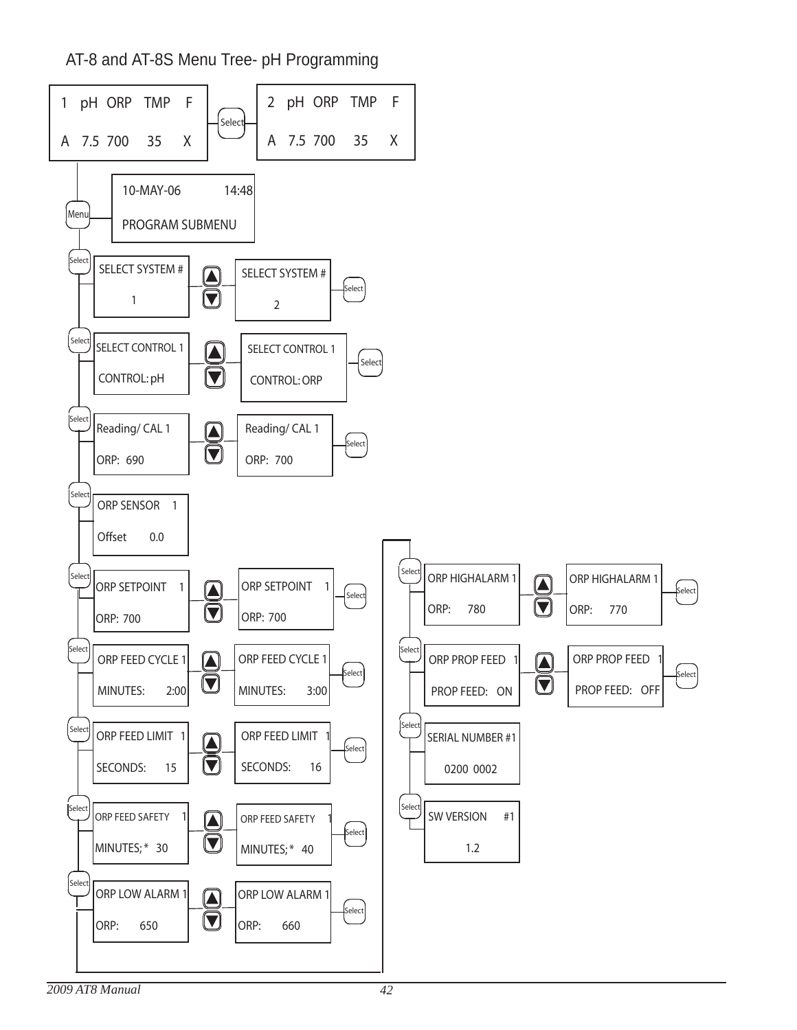# AT-8 and AT-8S Menu Tree- pH Programming

| Screen | | Screen |
|---|---|---|
| 1 pH ORP TMP F / A 7.5 700 35 X | Select | 2 pH ORP TMP F / A 7.5 700 35 X |

Menu → 10-MAY-06 14:48 / PROGRAM SUBMENU

| Key | Screen | Adjust | Screen | Key |
|---|---|---|---|---|
| Select | SELECT SYSTEM # / 1 | ▲▼ | SELECT SYSTEM # / 2 | Select |
| Select | SELECT CONTROL 1 / CONTROL: pH | ▲▼ | SELECT CONTROL 1 / CONTROL: ORP | Select |
| Select | Reading/ CAL 1 / ORP: 690 | ▲▼ | Reading/ CAL 1 / ORP: 700 | Select |
| Select | ORP SENSOR 1 / Offset 0.0 | | | |
| Select | ORP SETPOINT 1 / ORP: 700 | ▲▼ | ORP SETPOINT 1 / ORP: 700 | Select |
| Select | ORP FEED CYCLE 1 / MINUTES: 2:00 | ▲▼ | ORP FEED CYCLE 1 / MINUTES: 3:00 | Select |
| Select | ORP FEED LIMIT 1 / SECONDS: 15 | ▲▼ | ORP FEED LIMIT 1 / SECONDS: 16 | Select |
| Select | ORP FEED SAFETY 1 / MINUTES; * 30 | ▲▼ | ORP FEED SAFETY 1 / MINUTES; * 40 | Select |
| Select | ORP LOW ALARM 1 / ORP: 650 | ▲▼ | ORP LOW ALARM 1 / ORP: 660 | Select |
| Select | ORP HIGHALARM 1 / ORP: 780 | ▲▼ | ORP HIGHALARM 1 / ORP: 770 | Select |
| Select | ORP PROP FEED 1 / PROP FEED: ON | ▲▼ | ORP PROP FEED 1 / PROP FEED: OFF | Select |
| Select | SERIAL NUMBER #1 / 0200 0002 | | | |
| Select | SW VERSION #1 / 1.2 | | | |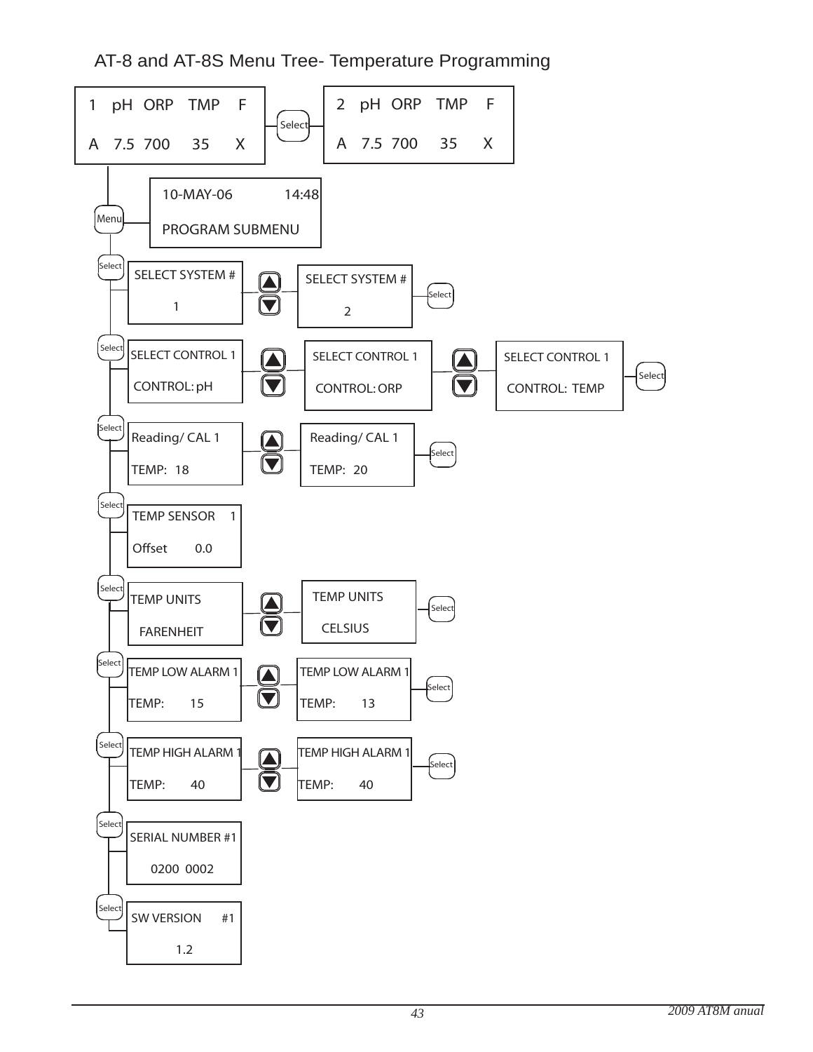# AT-8 and AT-8S Menu Tree- Temperature Programming

```
1   pH  ORP   TMP   F          2   pH  ORP   TMP   F
A   7.5  700    35    X   [Select]   A   7.5  700    35    X
```

[Menu]

```
10-MAY-06          14:48
PROGRAM SUBMENU
```

[Select]

| | | | | | |
|---|---|---|---|---|---|
| SELECT SYSTEM # 1 | ▲▼ | SELECT SYSTEM # 2 | [Select] | | |
| SELECT CONTROL 1 CONTROL: pH | ▲▼ | SELECT CONTROL 1 CONTROL: ORP | ▲▼ | SELECT CONTROL 1 CONTROL: TEMP | [Select] |
| Reading/ CAL 1 TEMP: 18 | ▲▼ | Reading/ CAL 1 TEMP: 20 | [Select] | | |
| TEMP SENSOR 1 Offset 0.0 | | | | | |
| TEMP UNITS FARENHEIT | ▲▼ | TEMP UNITS CELSIUS | [Select] | | |
| TEMP LOW ALARM 1 TEMP: 15 | ▲▼ | TEMP LOW ALARM 1 TEMP: 13 | [Select] | | |
| TEMP HIGH ALARM 1 TEMP: 40 | ▲▼ | TEMP HIGH ALARM 1 TEMP: 40 | [Select] | | |
| SERIAL NUMBER #1 0200 0002 | | | | | |
| SW VERSION #1 1.2 | | | | | |

Each row is reached from the previous one by pressing [Select].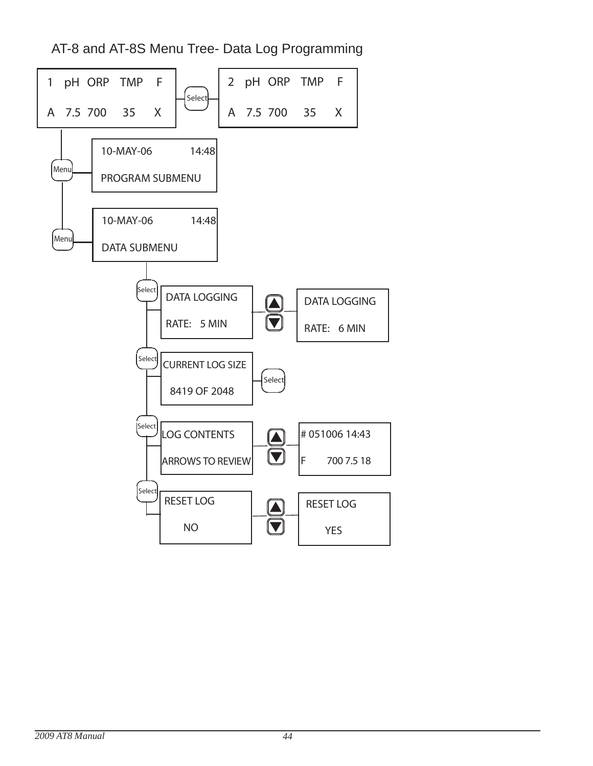# AT-8 and AT-8S Menu Tree- Data Log Programming

1 pH ORP TMP F
A 7.5 700 35 X

Select

2 pH ORP TMP F
A 7.5 700 35 X

Menu

10-MAY-06 14:48
PROGRAM SUBMENU

Menu

10-MAY-06 14:48
DATA SUBMENU

Select

DATA LOGGING
RATE: 5 MIN

DATA LOGGING
RATE: 6 MIN

Select

CURRENT LOG SIZE
8419 OF 2048

Select

Select

LOG CONTENTS
ARROWS TO REVIEW

# 051006 14:43
F 700 7.5 18

Select

RESET LOG
NO

RESET LOG
YES